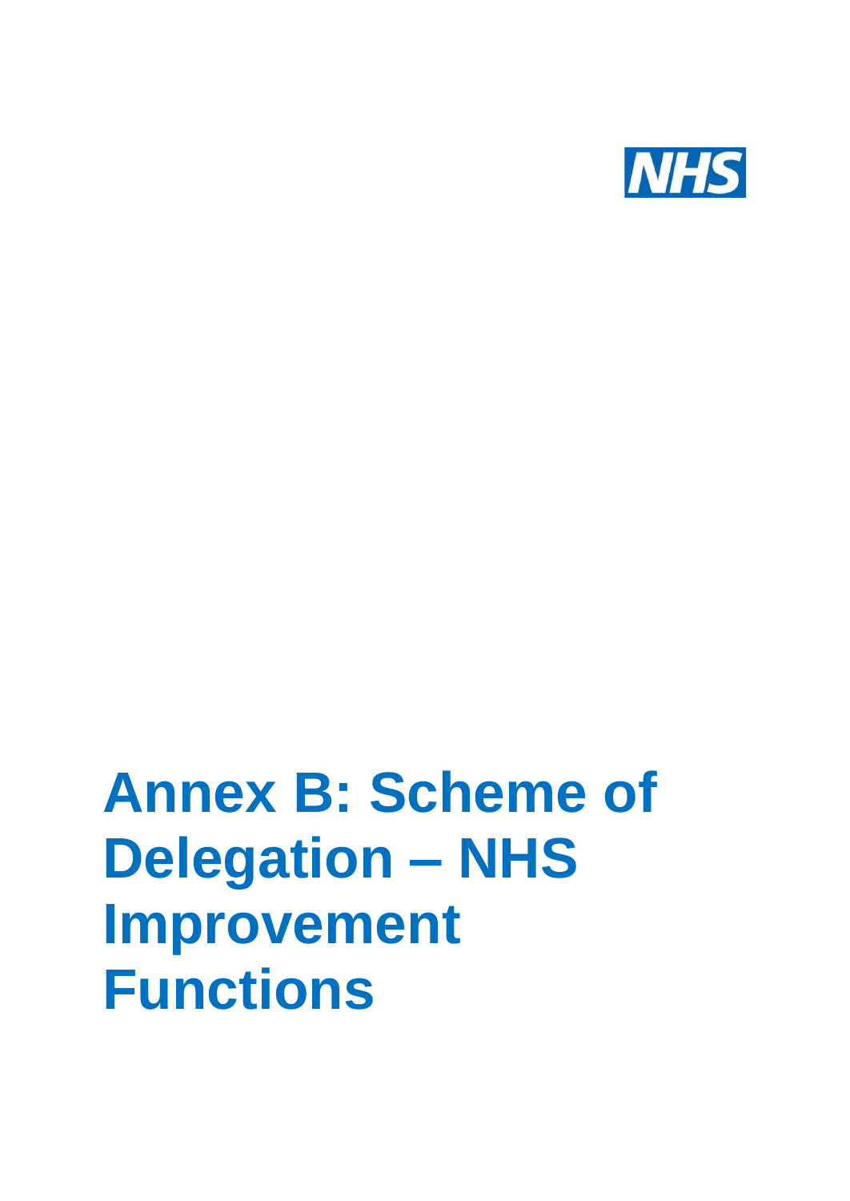NHS

# Annex B: Scheme of Delegation – NHS Improvement Functions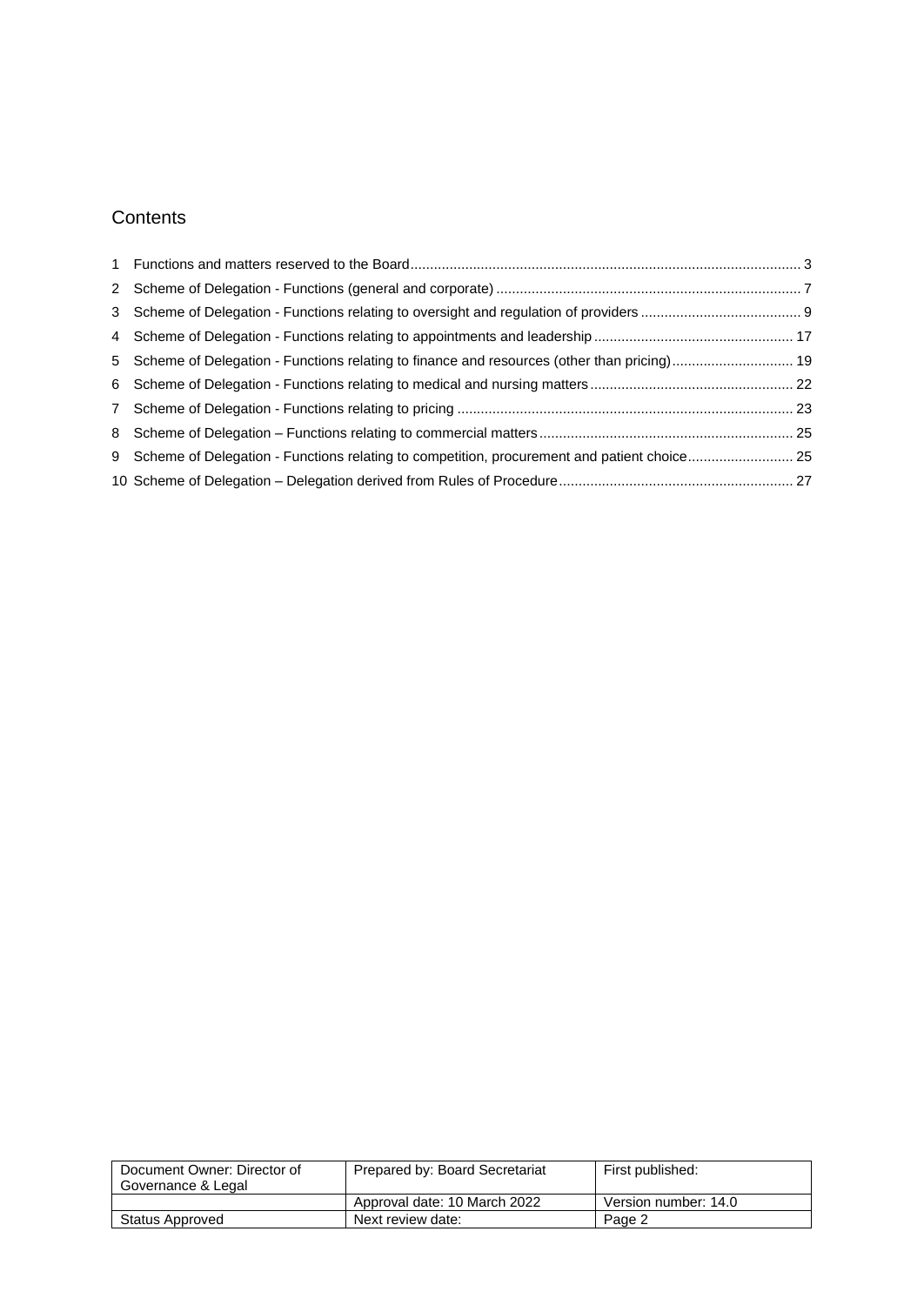## Contents

1 Functions and matters reserved to the Board ... 3
2 Scheme of Delegation - Functions (general and corporate) ... 7
3 Scheme of Delegation - Functions relating to oversight and regulation of providers ... 9
4 Scheme of Delegation - Functions relating to appointments and leadership ... 17
5 Scheme of Delegation - Functions relating to finance and resources (other than pricing) ... 19
6 Scheme of Delegation - Functions relating to medical and nursing matters ... 22
7 Scheme of Delegation - Functions relating to pricing ... 23
8 Scheme of Delegation – Functions relating to commercial matters ... 25
9 Scheme of Delegation - Functions relating to competition, procurement and patient choice ... 25
10 Scheme of Delegation – Delegation derived from Rules of Procedure ... 27

| Document Owner: Director of Governance & Legal | Prepared by: Board Secretariat | First published: |
|---|---|---|
| | Approval date: 10 March 2022 | Version number: 14.0 |
| Status Approved | Next review date: | Page 2 |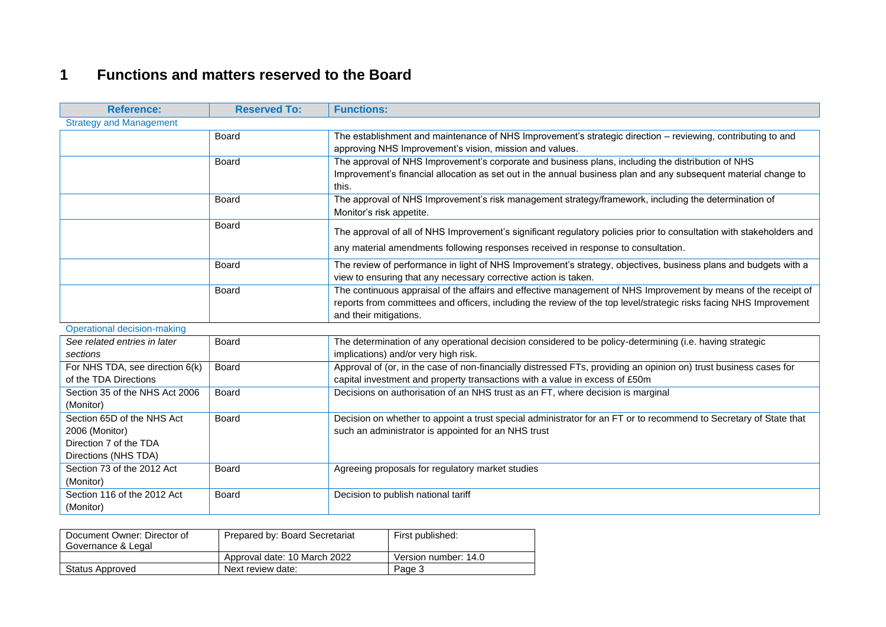# 1 Functions and matters reserved to the Board

| Reference: | Reserved To: | Functions: |
|---|---|---|
| Strategy and Management | | |
| | Board | The establishment and maintenance of NHS Improvement's strategic direction – reviewing, contributing to and approving NHS Improvement's vision, mission and values. |
| | Board | The approval of NHS Improvement's corporate and business plans, including the distribution of NHS Improvement's financial allocation as set out in the annual business plan and any subsequent material change to this. |
| | Board | The approval of NHS Improvement's risk management strategy/framework, including the determination of Monitor's risk appetite. |
| | Board | The approval of all of NHS Improvement's significant regulatory policies prior to consultation with stakeholders and any material amendments following responses received in response to consultation. |
| | Board | The review of performance in light of NHS Improvement's strategy, objectives, business plans and budgets with a view to ensuring that any necessary corrective action is taken. |
| | Board | The continuous appraisal of the affairs and effective management of NHS Improvement by means of the receipt of reports from committees and officers, including the review of the top level/strategic risks facing NHS Improvement and their mitigations. |
| Operational decision-making | | |
| *See related entries in later sections* | Board | The determination of any operational decision considered to be policy-determining (i.e. having strategic implications) and/or very high risk. |
| For NHS TDA, see direction 6(k) of the TDA Directions | Board | Approval of (or, in the case of non-financially distressed FTs, providing an opinion on) trust business cases for capital investment and property transactions with a value in excess of £50m |
| Section 35 of the NHS Act 2006 (Monitor) | Board | Decisions on authorisation of an NHS trust as an FT, where decision is marginal |
| Section 65D of the NHS Act 2006 (Monitor) Direction 7 of the TDA Directions (NHS TDA) | Board | Decision on whether to appoint a trust special administrator for an FT or to recommend to Secretary of State that such an administrator is appointed for an NHS trust |
| Section 73 of the 2012 Act (Monitor) | Board | Agreeing proposals for regulatory market studies |
| Section 116 of the 2012 Act (Monitor) | Board | Decision to publish national tariff |

| Document Owner: Director of Governance & Legal | Prepared by: Board Secretariat | First published: |
|---|---|---|
| | Approval date: 10 March 2022 | Version number: 14.0 |
| Status Approved | Next review date: | |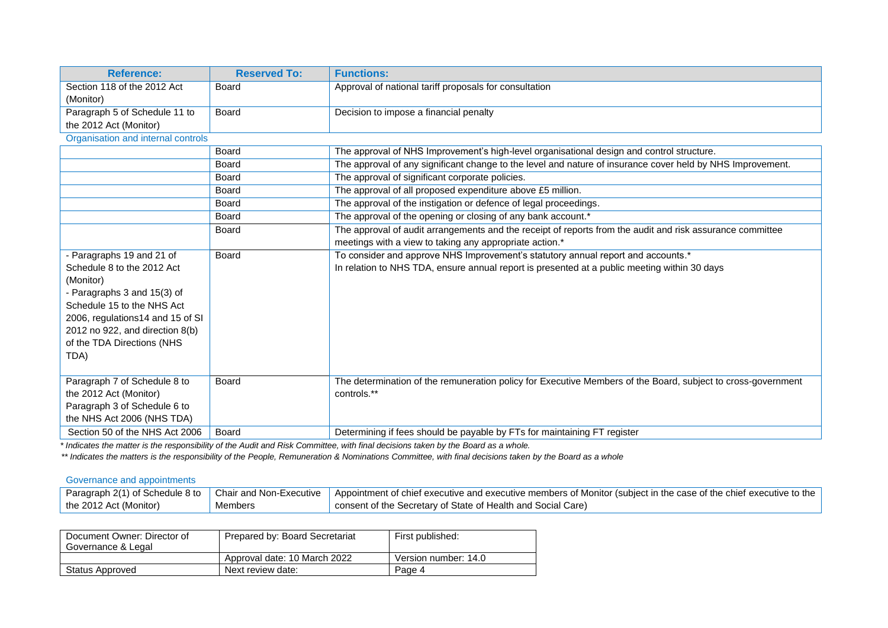| Reference: | Reserved To: | Functions: |
|---|---|---|
| Section 118 of the 2012 Act (Monitor) | Board | Approval of national tariff proposals for consultation |
| Paragraph 5 of Schedule 11 to the 2012 Act (Monitor) | Board | Decision to impose a financial penalty |
| **Organisation and internal controls** | | |
| | Board | The approval of NHS Improvement's high-level organisational design and control structure. |
| | Board | The approval of any significant change to the level and nature of insurance cover held by NHS Improvement. |
| | Board | The approval of significant corporate policies. |
| | Board | The approval of all proposed expenditure above £5 million. |
| | Board | The approval of the instigation or defence of legal proceedings. |
| | Board | The approval of the opening or closing of any bank account.* |
| | Board | The approval of audit arrangements and the receipt of reports from the audit and risk assurance committee meetings with a view to taking any appropriate action.* |
| - Paragraphs 19 and 21 of Schedule 8 to the 2012 Act (Monitor)<br>- Paragraphs 3 and 15(3) of Schedule 15 to the NHS Act 2006, regulations14 and 15 of SI 2012 no 922, and direction 8(b) of the TDA Directions (NHS TDA) | Board | To consider and approve NHS Improvement's statutory annual report and accounts.*<br>In relation to NHS TDA, ensure annual report is presented at a public meeting within 30 days |
| Paragraph 7 of Schedule 8 to the 2012 Act (Monitor)<br>Paragraph 3 of Schedule 6 to the NHS Act 2006 (NHS TDA) | Board | The determination of the remuneration policy for Executive Members of the Board, subject to cross-government controls.** |
| Section 50 of the NHS Act 2006 | Board | Determining if fees should be payable by FTs for maintaining FT register |

*\* Indicates the matter is the responsibility of the Audit and Risk Committee, with final decisions taken by the Board as a whole.*

*\*\* Indicates the matters is the responsibility of the People, Remuneration & Nominations Committee, with final decisions taken by the Board as a whole*

**Governance and appointments**

| Reference: | Reserved To: | Functions: |
|---|---|---|
| Paragraph 2(1) of Schedule 8 to the 2012 Act (Monitor) | Chair and Non-Executive Members | Appointment of chief executive and executive members of Monitor (subject in the case of the chief executive to the consent of the Secretary of State of Health and Social Care) |

| Document Owner: Director of Governance & Legal | Prepared by: Board Secretariat | First published: |
|---|---|---|
| | Approval date: 10 March 2022 | Version number: 14.0 |
| Status Approved | Next review date: | Page 4 |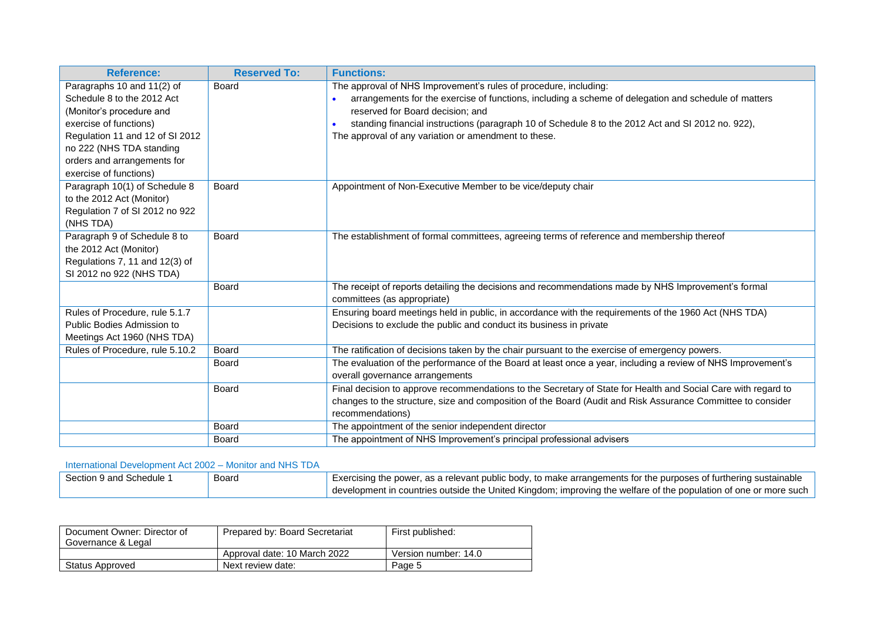| Reference: | Reserved To: | Functions: |
|---|---|---|
| Paragraphs 10 and 11(2) of Schedule 8 to the 2012 Act (Monitor's procedure and exercise of functions) Regulation 11 and 12 of SI 2012 no 222 (NHS TDA standing orders and arrangements for exercise of functions) | Board | The approval of NHS Improvement's rules of procedure, including: <br>• arrangements for the exercise of functions, including a scheme of delegation and schedule of matters reserved for Board decision; and <br>• standing financial instructions (paragraph 10 of Schedule 8 to the 2012 Act and SI 2012 no. 922), <br>The approval of any variation or amendment to these. |
| Paragraph 10(1) of Schedule 8 to the 2012 Act (Monitor) Regulation 7 of SI 2012 no 922 (NHS TDA) | Board | Appointment of Non-Executive Member to be vice/deputy chair |
| Paragraph 9 of Schedule 8 to the 2012 Act (Monitor) Regulations 7, 11 and 12(3) of SI 2012 no 922 (NHS TDA) | Board | The establishment of formal committees, agreeing terms of reference and membership thereof |
| | Board | The receipt of reports detailing the decisions and recommendations made by NHS Improvement's formal committees (as appropriate) |
| Rules of Procedure, rule 5.1.7 Public Bodies Admission to Meetings Act 1960 (NHS TDA) | | Ensuring board meetings held in public, in accordance with the requirements of the 1960 Act (NHS TDA) Decisions to exclude the public and conduct its business in private |
| Rules of Procedure, rule 5.10.2 | Board | The ratification of decisions taken by the chair pursuant to the exercise of emergency powers. |
| | Board | The evaluation of the performance of the Board at least once a year, including a review of NHS Improvement's overall governance arrangements |
| | Board | Final decision to approve recommendations to the Secretary of State for Health and Social Care with regard to changes to the structure, size and composition of the Board (Audit and Risk Assurance Committee to consider recommendations) |
| | Board | The appointment of the senior independent director |
| | Board | The appointment of NHS Improvement's principal professional advisers |

International Development Act 2002 – Monitor and NHS TDA

| | | |
|---|---|---|
| Section 9 and Schedule 1 | Board | Exercising the power, as a relevant public body, to make arrangements for the purposes of furthering sustainable development in countries outside the United Kingdom; improving the welfare of the population of one or more such |

| | | |
|---|---|---|
| Document Owner: Director of Governance & Legal | Prepared by: Board Secretariat | First published: |
| | Approval date: 10 March 2022 | Version number: 14.0 |
| Status Approved | Next review date: | Page 5 |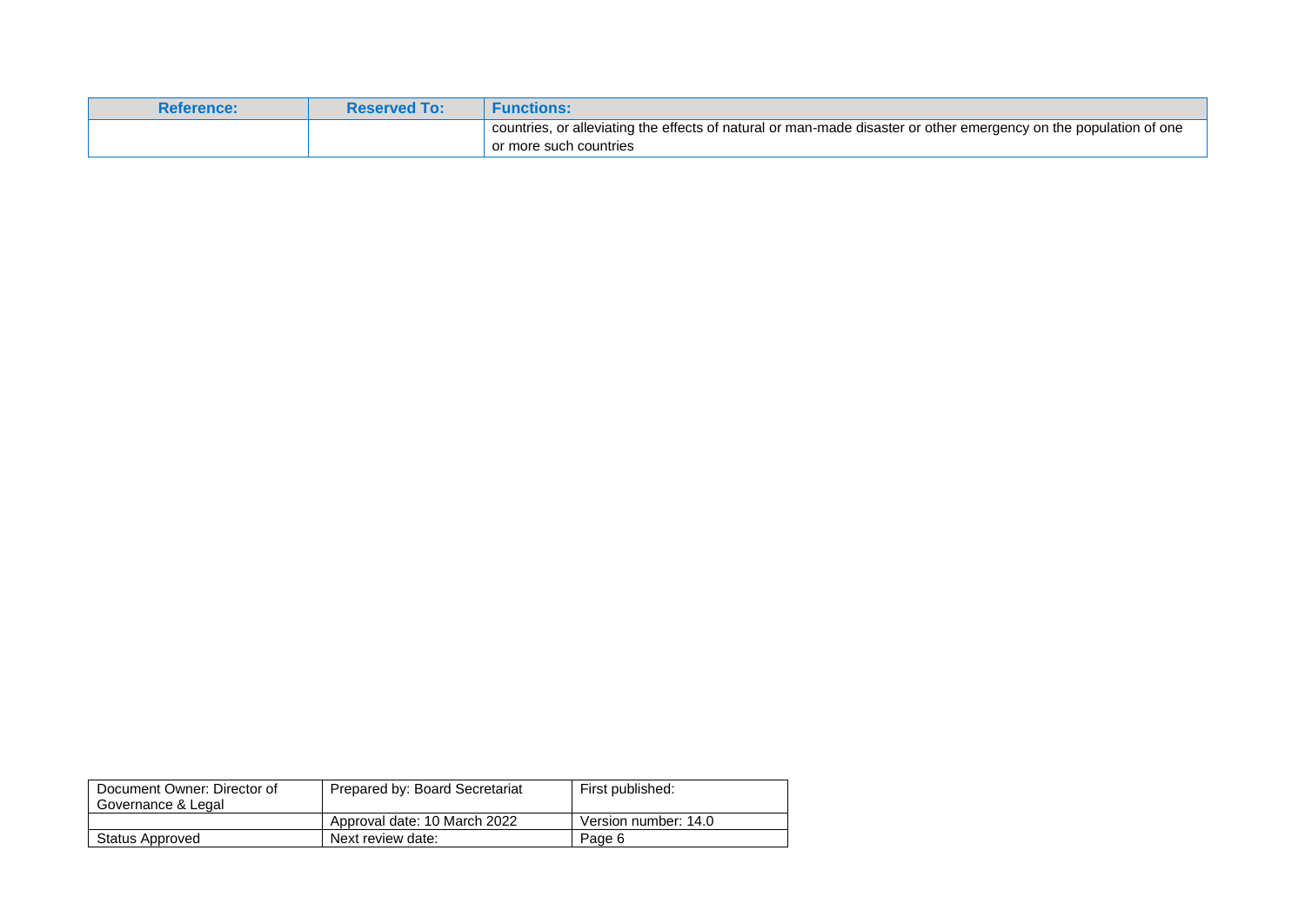| Reference: | Reserved To: | Functions: |
| --- | --- | --- |
| | | countries, or alleviating the effects of natural or man-made disaster or other emergency on the population of one or more such countries |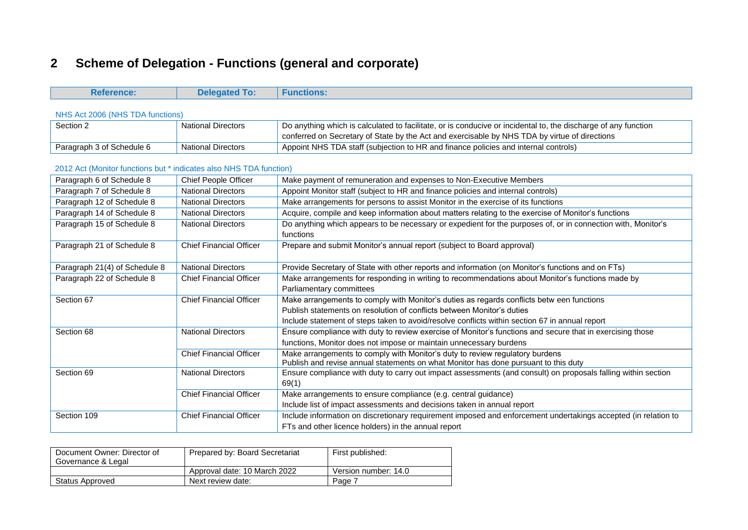## 2 Scheme of Delegation - Functions (general and corporate)

| Reference: | Delegated To: | Functions: |
|---|---|---|
| **NHS Act 2006 (NHS TDA functions)** | | |
| Section 2 | National Directors | Do anything which is calculated to facilitate, or is conducive or incidental to, the discharge of any function conferred on Secretary of State by the Act and exercisable by NHS TDA by virtue of directions |
| Paragraph 3 of Schedule 6 | National Directors | Appoint NHS TDA staff (subjection to HR and finance policies and internal controls) |
| **2012 Act (Monitor functions but * indicates also NHS TDA function)** | | |
| Paragraph 6 of Schedule 8 | Chief People Officer | Make payment of remuneration and expenses to Non-Executive Members |
| Paragraph 7 of Schedule 8 | National Directors | Appoint Monitor staff (subject to HR and finance policies and internal controls) |
| Paragraph 12 of Schedule 8 | National Directors | Make arrangements for persons to assist Monitor in the exercise of its functions |
| Paragraph 14 of Schedule 8 | National Directors | Acquire, compile and keep information about matters relating to the exercise of Monitor's functions |
| Paragraph 15 of Schedule 8 | National Directors | Do anything which appears to be necessary or expedient for the purposes of, or in connection with, Monitor's functions |
| Paragraph 21 of Schedule 8 | Chief Financial Officer | Prepare and submit Monitor's annual report (subject to Board approval) |
| Paragraph 21(4) of Schedule 8 | National Directors | Provide Secretary of State with other reports and information (on Monitor's functions and on FTs) |
| Paragraph 22 of Schedule 8 | Chief Financial Officer | Make arrangements for responding in writing to recommendations about Monitor's functions made by Parliamentary committees |
| Section 67 | Chief Financial Officer | Make arrangements to comply with Monitor's duties as regards conflicts betw een functions<br>Publish statements on resolution of conflicts between Monitor's duties<br>Include statement of steps taken to avoid/resolve conflicts within section 67 in annual report |
| Section 68 | National Directors | Ensure compliance with duty to review exercise of Monitor's functions and secure that in exercising those functions, Monitor does not impose or maintain unnecessary burdens |
| | Chief Financial Officer | Make arrangements to comply with Monitor's duty to review regulatory burdens<br>Publish and revise annual statements on what Monitor has done pursuant to this duty |
| Section 69 | National Directors | Ensure compliance with duty to carry out impact assessments (and consult) on proposals falling within section 69(1) |
| | Chief Financial Officer | Make arrangements to ensure compliance (e.g. central guidance)<br>Include list of impact assessments and decisions taken in annual report |
| Section 109 | Chief Financial Officer | Include information on discretionary requirement imposed and enforcement undertakings accepted (in relation to FTs and other licence holders) in the annual report |

| Document Owner: Director of Governance & Legal | Prepared by: Board Secretariat | First published: |
|---|---|---|
| | Approval date: 10 March 2022 | Version number: 14.0 |
| Status Approved | Next review date: | Page 7 |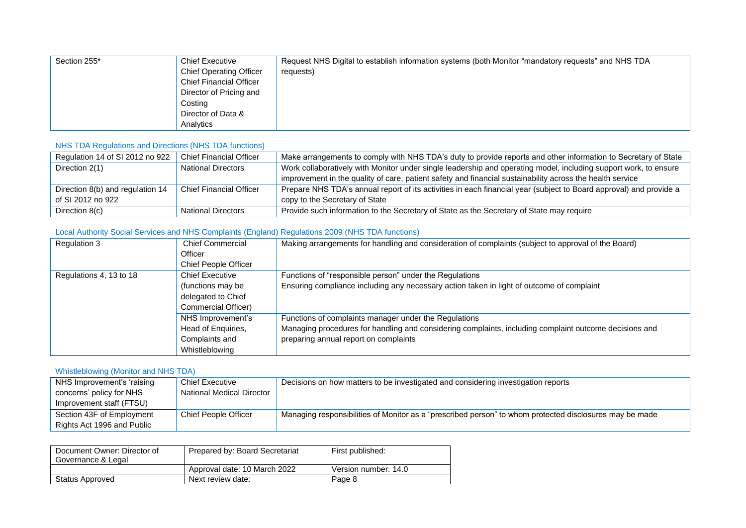| | | |
|---|---|---|
| Section 255* | Chief Executive<br>Chief Operating Officer<br>Chief Financial Officer<br>Director of Pricing and Costing<br>Director of Data & Analytics | Request NHS Digital to establish information systems (both Monitor "mandatory requests" and NHS TDA requests) |

### NHS TDA Regulations and Directions (NHS TDA functions)

| | | |
|---|---|---|
| Regulation 14 of SI 2012 no 922 | Chief Financial Officer | Make arrangements to comply with NHS TDA's duty to provide reports and other information to Secretary of State |
| Direction 2(1) | National Directors | Work collaboratively with Monitor under single leadership and operating model, including support work, to ensure improvement in the quality of care, patient safety and financial sustainability across the health service |
| Direction 8(b) and regulation 14 of SI 2012 no 922 | Chief Financial Officer | Prepare NHS TDA's annual report of its activities in each financial year (subject to Board approval) and provide a copy to the Secretary of State |
| Direction 8(c) | National Directors | Provide such information to the Secretary of State as the Secretary of State may require |

### Local Authority Social Services and NHS Complaints (England) Regulations 2009 (NHS TDA functions)

| | | |
|---|---|---|
| Regulation 3 | Chief Commercial Officer<br>Chief People Officer | Making arrangements for handling and consideration of complaints (subject to approval of the Board) |
| Regulations 4, 13 to 18 | Chief Executive (functions may be delegated to Chief Commercial Officer) | Functions of "responsible person" under the Regulations<br>Ensuring compliance including any necessary action taken in light of outcome of complaint |
| | NHS Improvement's Head of Enquiries, Complaints and Whistleblowing | Functions of complaints manager under the Regulations<br>Managing procedures for handling and considering complaints, including complaint outcome decisions and preparing annual report on complaints |

### Whistleblowing (Monitor and NHS TDA)

| | | |
|---|---|---|
| NHS Improvement's 'raising concerns' policy for NHS Improvement staff (FTSU) | Chief Executive<br>National Medical Director | Decisions on how matters to be investigated and considering investigation reports |
| Section 43F of Employment Rights Act 1996 and Public | Chief People Officer | Managing responsibilities of Monitor as a "prescribed person" to whom protected disclosures may be made |

| | | |
|---|---|---|
| Document Owner: Director of Governance & Legal | Prepared by: Board Secretariat | First published: |
| | Approval date: 10 March 2022 | Version number: 14.0 |
| Status Approved | Next review date: | Page 8 |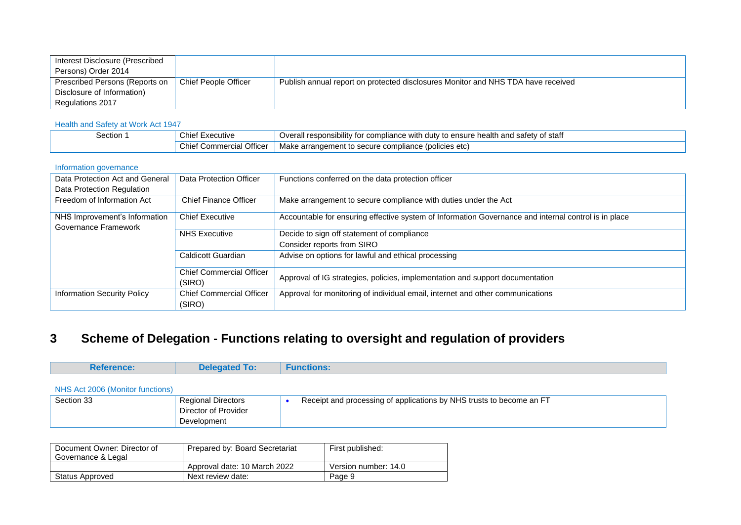| | | |
|---|---|---|
| Interest Disclosure (Prescribed Persons) Order 2014 | | |
| Prescribed Persons (Reports on Disclosure of Information) Regulations 2017 | Chief People Officer | Publish annual report on protected disclosures Monitor and NHS TDA have received |

Health and Safety at Work Act 1947

| | | |
|---|---|---|
| Section 1 | Chief Executive | Overall responsibility for compliance with duty to ensure health and safety of staff |
| | Chief Commercial Officer | Make arrangement to secure compliance (policies etc) |

Information governance

| | | |
|---|---|---|
| Data Protection Act and General Data Protection Regulation | Data Protection Officer | Functions conferred on the data protection officer |
| Freedom of Information Act | Chief Finance Officer | Make arrangement to secure compliance with duties under the Act |
| NHS Improvement's Information Governance Framework | Chief Executive | Accountable for ensuring effective system of Information Governance and internal control is in place |
| | NHS Executive | Decide to sign off statement of compliance<br>Consider reports from SIRO |
| | Caldicott Guardian | Advise on options for lawful and ethical processing |
| | Chief Commercial Officer (SIRO) | Approval of IG strategies, policies, implementation and support documentation |
| Information Security Policy | Chief Commercial Officer (SIRO) | Approval for monitoring of individual email, internet and other communications |

# 3 Scheme of Delegation - Functions relating to oversight and regulation of providers

| Reference: | Delegated To: | Functions: |
|---|---|---|

NHS Act 2006 (Monitor functions)

| | | |
|---|---|---|
| Section 33 | Regional Directors<br>Director of Provider Development | • Receipt and processing of applications by NHS trusts to become an FT |

| | | |
|---|---|---|
| Document Owner: Director of Governance & Legal | Prepared by: Board Secretariat | First published: |
| | Approval date: 10 March 2022 | Version number: 14.0 |
| Status Approved | Next review date: | Page 9 |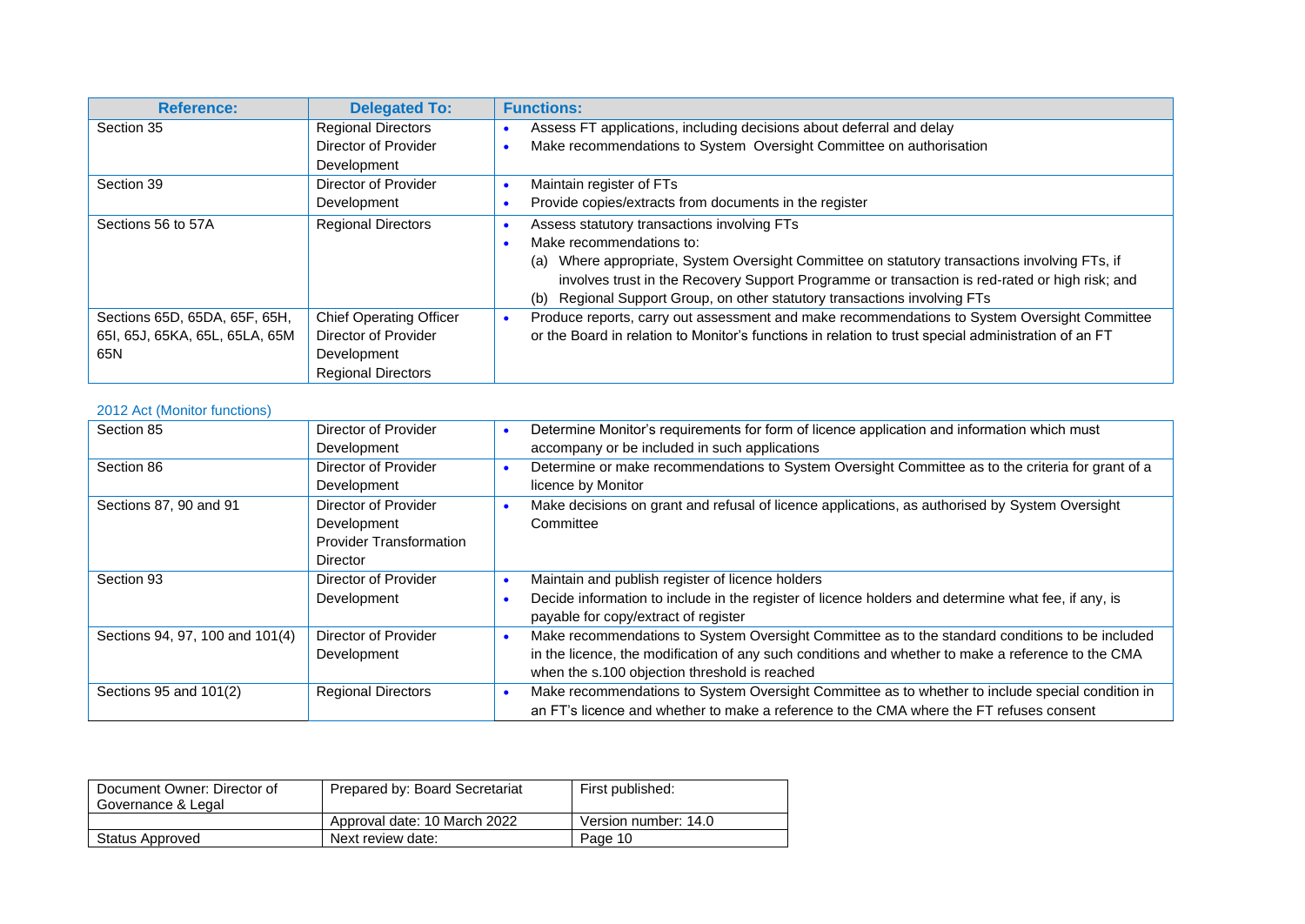| Reference: | Delegated To: | Functions: |
|---|---|---|
| Section 35 | Regional Directors<br>Director of Provider Development | • Assess FT applications, including decisions about deferral and delay<br>• Make recommendations to System Oversight Committee on authorisation |
| Section 39 | Director of Provider Development | • Maintain register of FTs<br>• Provide copies/extracts from documents in the register |
| Sections 56 to 57A | Regional Directors | • Assess statutory transactions involving FTs<br>• Make recommendations to:<br>(a) Where appropriate, System Oversight Committee on statutory transactions involving FTs, if involves trust in the Recovery Support Programme or transaction is red-rated or high risk; and<br>(b) Regional Support Group, on other statutory transactions involving FTs |
| Sections 65D, 65DA, 65F, 65H, 65I, 65J, 65KA, 65L, 65LA, 65M 65N | Chief Operating Officer<br>Director of Provider Development<br>Regional Directors | • Produce reports, carry out assessment and make recommendations to System Oversight Committee or the Board in relation to Monitor's functions in relation to trust special administration of an FT |

2012 Act (Monitor functions)

| Reference | Delegated To | Functions |
|---|---|---|
| Section 85 | Director of Provider Development | • Determine Monitor's requirements for form of licence application and information which must accompany or be included in such applications |
| Section 86 | Director of Provider Development | • Determine or make recommendations to System Oversight Committee as to the criteria for grant of a licence by Monitor |
| Sections 87, 90 and 91 | Director of Provider Development<br>Provider Transformation Director | • Make decisions on grant and refusal of licence applications, as authorised by System Oversight Committee |
| Section 93 | Director of Provider Development | • Maintain and publish register of licence holders<br>• Decide information to include in the register of licence holders and determine what fee, if any, is payable for copy/extract of register |
| Sections 94, 97, 100 and 101(4) | Director of Provider Development | • Make recommendations to System Oversight Committee as to the standard conditions to be included in the licence, the modification of any such conditions and whether to make a reference to the CMA when the s.100 objection threshold is reached |
| Sections 95 and 101(2) | Regional Directors | • Make recommendations to System Oversight Committee as to whether to include special condition in an FT's licence and whether to make a reference to the CMA where the FT refuses consent |

| Document Owner: Director of Governance & Legal | Prepared by: Board Secretariat | First published: |
|---|---|---|
| | Approval date: 10 March 2022 | Version number: 14.0 |
| Status Approved | Next review date: | |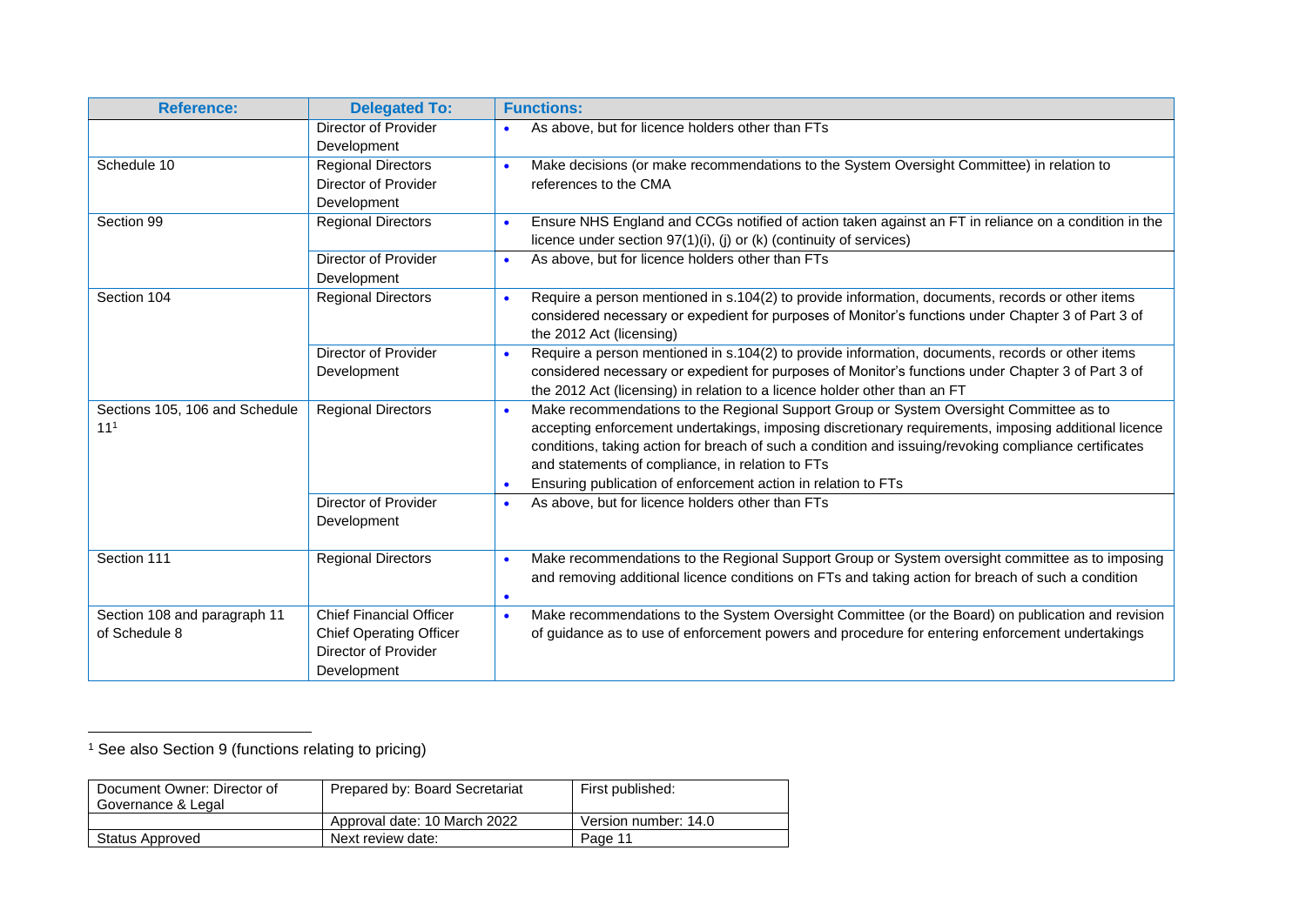| Reference: | Delegated To: | Functions: |
| --- | --- | --- |
| | Director of Provider Development | • As above, but for licence holders other than FTs |
| Schedule 10 | Regional Directors<br>Director of Provider Development | • Make decisions (or make recommendations to the System Oversight Committee) in relation to references to the CMA |
| Section 99 | Regional Directors | • Ensure NHS England and CCGs notified of action taken against an FT in reliance on a condition in the licence under section 97(1)(i), (j) or (k) (continuity of services) |
| | Director of Provider Development | • As above, but for licence holders other than FTs |
| Section 104 | Regional Directors | • Require a person mentioned in s.104(2) to provide information, documents, records or other items considered necessary or expedient for purposes of Monitor's functions under Chapter 3 of Part 3 of the 2012 Act (licensing) |
| | Director of Provider Development | • Require a person mentioned in s.104(2) to provide information, documents, records or other items considered necessary or expedient for purposes of Monitor's functions under Chapter 3 of Part 3 of the 2012 Act (licensing) in relation to a licence holder other than an FT |
| Sections 105, 106 and Schedule 11[1] | Regional Directors | • Make recommendations to the Regional Support Group or System Oversight Committee as to accepting enforcement undertakings, imposing discretionary requirements, imposing additional licence conditions, taking action for breach of such a condition and issuing/revoking compliance certificates and statements of compliance, in relation to FTs<br>• Ensuring publication of enforcement action in relation to FTs |
| | Director of Provider Development | • As above, but for licence holders other than FTs |
| Section 111 | Regional Directors | • Make recommendations to the Regional Support Group or System oversight committee as to imposing and removing additional licence conditions on FTs and taking action for breach of such a condition<br>• |
| Section 108 and paragraph 11 of Schedule 8 | Chief Financial Officer<br>Chief Operating Officer<br>Director of Provider Development | • Make recommendations to the System Oversight Committee (or the Board) on publication and revision of guidance as to use of enforcement powers and procedure for entering enforcement undertakings |

[1] See also Section 9 (functions relating to pricing)

| Document Owner: Director of Governance & Legal | Prepared by: Board Secretariat | First published: |
| --- | --- | --- |
| | Approval date: 10 March 2022 | Version number: 14.0 |
| Status Approved | Next review date: | |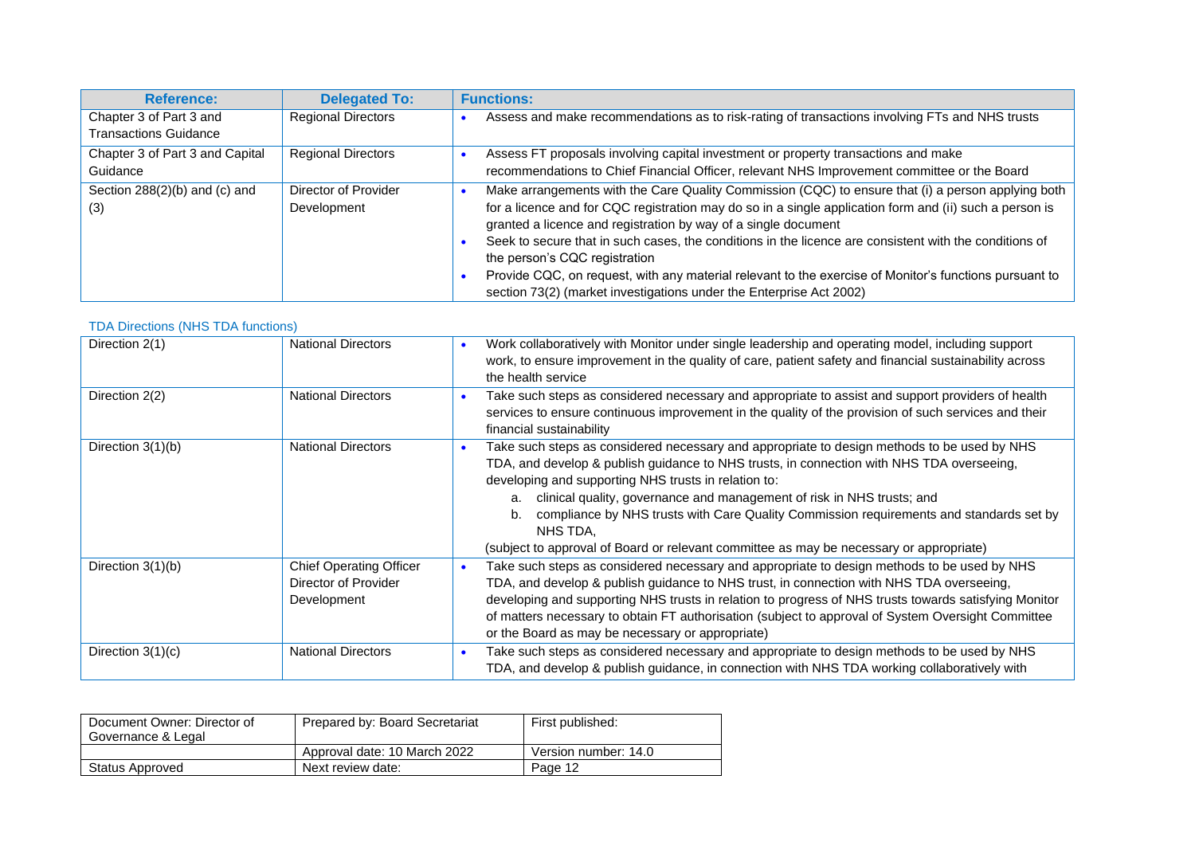| Reference: | Delegated To: | Functions: |
|---|---|---|
| Chapter 3 of Part 3 and Transactions Guidance | Regional Directors | • Assess and make recommendations as to risk-rating of transactions involving FTs and NHS trusts |
| Chapter 3 of Part 3 and Capital Guidance | Regional Directors | • Assess FT proposals involving capital investment or property transactions and make recommendations to Chief Financial Officer, relevant NHS Improvement committee or the Board |
| Section 288(2)(b) and (c) and (3) | Director of Provider Development | • Make arrangements with the Care Quality Commission (CQC) to ensure that (i) a person applying both for a licence and for CQC registration may do so in a single application form and (ii) such a person is granted a licence and registration by way of a single document<br>• Seek to secure that in such cases, the conditions in the licence are consistent with the conditions of the person's CQC registration<br>• Provide CQC, on request, with any material relevant to the exercise of Monitor's functions pursuant to section 73(2) (market investigations under the Enterprise Act 2002) |

TDA Directions (NHS TDA functions)

| Reference | Delegated To | Functions |
|---|---|---|
| Direction 2(1) | National Directors | • Work collaboratively with Monitor under single leadership and operating model, including support work, to ensure improvement in the quality of care, patient safety and financial sustainability across the health service |
| Direction 2(2) | National Directors | • Take such steps as considered necessary and appropriate to assist and support providers of health services to ensure continuous improvement in the quality of the provision of such services and their financial sustainability |
| Direction 3(1)(b) | National Directors | • Take such steps as considered necessary and appropriate to design methods to be used by NHS TDA, and develop & publish guidance to NHS trusts, in connection with NHS TDA overseeing, developing and supporting NHS trusts in relation to:<br>a. clinical quality, governance and management of risk in NHS trusts; and<br>b. compliance by NHS trusts with Care Quality Commission requirements and standards set by NHS TDA,<br>(subject to approval of Board or relevant committee as may be necessary or appropriate) |
| Direction 3(1)(b) | Chief Operating Officer<br>Director of Provider Development | • Take such steps as considered necessary and appropriate to design methods to be used by NHS TDA, and develop & publish guidance to NHS trust, in connection with NHS TDA overseeing, developing and supporting NHS trusts in relation to progress of NHS trusts towards satisfying Monitor of matters necessary to obtain FT authorisation (subject to approval of System Oversight Committee or the Board as may be necessary or appropriate) |
| Direction 3(1)(c) | National Directors | • Take such steps as considered necessary and appropriate to design methods to be used by NHS TDA, and develop & publish guidance, in connection with NHS TDA working collaboratively with |

| Document Owner: Director of Governance & Legal | Prepared by: Board Secretariat | First published: |
|---|---|---|
| | Approval date: 10 March 2022 | Version number: 14.0 |
| Status Approved | Next review date: | Page 12 |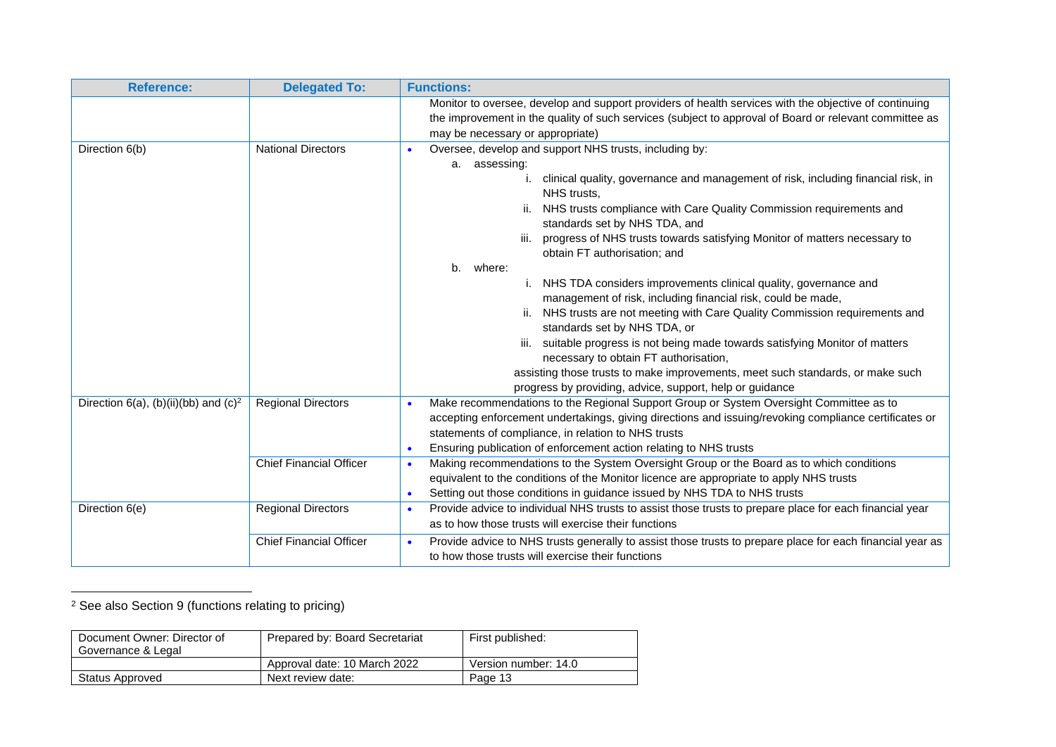| Reference: | Delegated To: | Functions: |
|---|---|---|
| | | Monitor to oversee, develop and support providers of health services with the objective of continuing the improvement in the quality of such services (subject to approval of Board or relevant committee as may be necessary or appropriate) |
| Direction 6(b) | National Directors | • Oversee, develop and support NHS trusts, including by:<br>a. assessing:<br>i. clinical quality, governance and management of risk, including financial risk, in NHS trusts,<br>ii. NHS trusts compliance with Care Quality Commission requirements and standards set by NHS TDA, and<br>iii. progress of NHS trusts towards satisfying Monitor of matters necessary to obtain FT authorisation; and<br>b. where:<br>i. NHS TDA considers improvements clinical quality, governance and management of risk, including financial risk, could be made,<br>ii. NHS trusts are not meeting with Care Quality Commission requirements and standards set by NHS TDA, or<br>iii. suitable progress is not being made towards satisfying Monitor of matters necessary to obtain FT authorisation,<br>assisting those trusts to make improvements, meet such standards, or make such progress by providing, advice, support, help or guidance |
| Direction 6(a), (b)(ii)(bb) and (c)[2] | Regional Directors | • Make recommendations to the Regional Support Group or System Oversight Committee as to accepting enforcement undertakings, giving directions and issuing/revoking compliance certificates or statements of compliance, in relation to NHS trusts<br>• Ensuring publication of enforcement action relating to NHS trusts |
| | Chief Financial Officer | • Making recommendations to the System Oversight Group or the Board as to which conditions equivalent to the conditions of the Monitor licence are appropriate to apply NHS trusts<br>• Setting out those conditions in guidance issued by NHS TDA to NHS trusts |
| Direction 6(e) | Regional Directors | • Provide advice to individual NHS trusts to assist those trusts to prepare place for each financial year as to how those trusts will exercise their functions |
| | Chief Financial Officer | • Provide advice to NHS trusts generally to assist those trusts to prepare place for each financial year as to how those trusts will exercise their functions |

[2] See also Section 9 (functions relating to pricing)

| Document Owner: Director of Governance & Legal | Prepared by: Board Secretariat | First published: |
|---|---|---|
| | Approval date: 10 March 2022 | Version number: 14.0 |
| Status Approved | Next review date: | |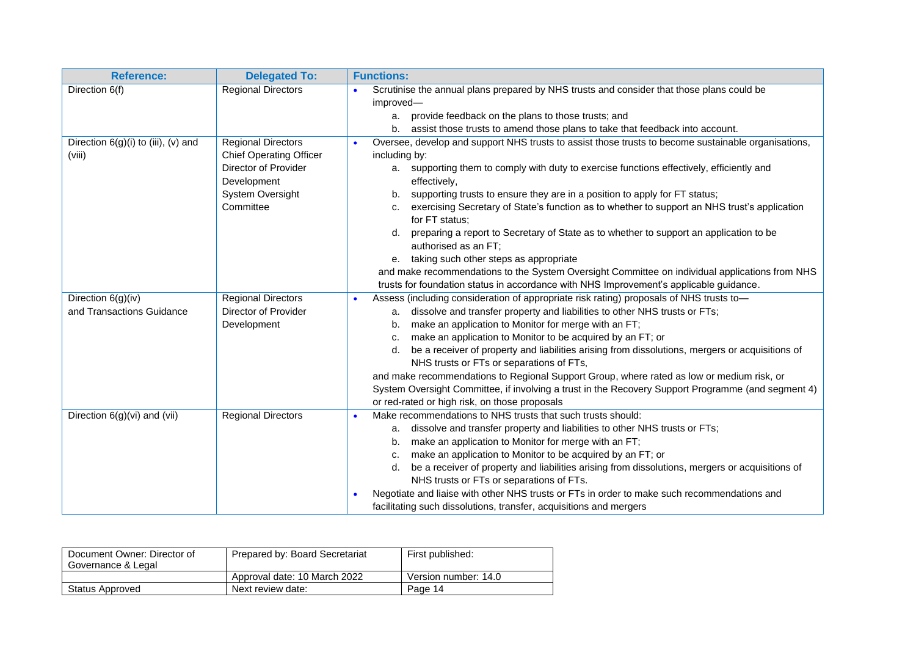| Reference: | Delegated To: | Functions: |
|---|---|---|
| Direction 6(f) | Regional Directors | • Scrutinise the annual plans prepared by NHS trusts and consider that those plans could be improved—<br>a. provide feedback on the plans to those trusts; and<br>b. assist those trusts to amend those plans to take that feedback into account. |
| Direction 6(g)(i) to (iii), (v) and (viii) | Regional Directors<br>Chief Operating Officer<br>Director of Provider Development<br>System Oversight Committee | • Oversee, develop and support NHS trusts to assist those trusts to become sustainable organisations, including by:<br>a. supporting them to comply with duty to exercise functions effectively, efficiently and effectively,<br>b. supporting trusts to ensure they are in a position to apply for FT status;<br>c. exercising Secretary of State's function as to whether to support an NHS trust's application for FT status;<br>d. preparing a report to Secretary of State as to whether to support an application to be authorised as an FT;<br>e. taking such other steps as appropriate<br>and make recommendations to the System Oversight Committee on individual applications from NHS trusts for foundation status in accordance with NHS Improvement's applicable guidance. |
| Direction 6(g)(iv)<br>and Transactions Guidance | Regional Directors<br>Director of Provider Development | • Assess (including consideration of appropriate risk rating) proposals of NHS trusts to—<br>a. dissolve and transfer property and liabilities to other NHS trusts or FTs;<br>b. make an application to Monitor for merge with an FT;<br>c. make an application to Monitor to be acquired by an FT; or<br>d. be a receiver of property and liabilities arising from dissolutions, mergers or acquisitions of NHS trusts or FTs or separations of FTs,<br>and make recommendations to Regional Support Group, where rated as low or medium risk, or System Oversight Committee, if involving a trust in the Recovery Support Programme (and segment 4) or red-rated or high risk, on those proposals |
| Direction 6(g)(vi) and (vii) | Regional Directors | • Make recommendations to NHS trusts that such trusts should:<br>a. dissolve and transfer property and liabilities to other NHS trusts or FTs;<br>b. make an application to Monitor for merge with an FT;<br>c. make an application to Monitor to be acquired by an FT; or<br>d. be a receiver of property and liabilities arising from dissolutions, mergers or acquisitions of NHS trusts or FTs or separations of FTs.<br>• Negotiate and liaise with other NHS trusts or FTs in order to make such recommendations and facilitating such dissolutions, transfer, acquisitions and mergers |

| Document Owner: Director of Governance & Legal | Prepared by: Board Secretariat | First published: |
|---|---|---|
| | Approval date: 10 March 2022 | Version number: 14.0 |
| Status Approved | Next review date: | Page 14 |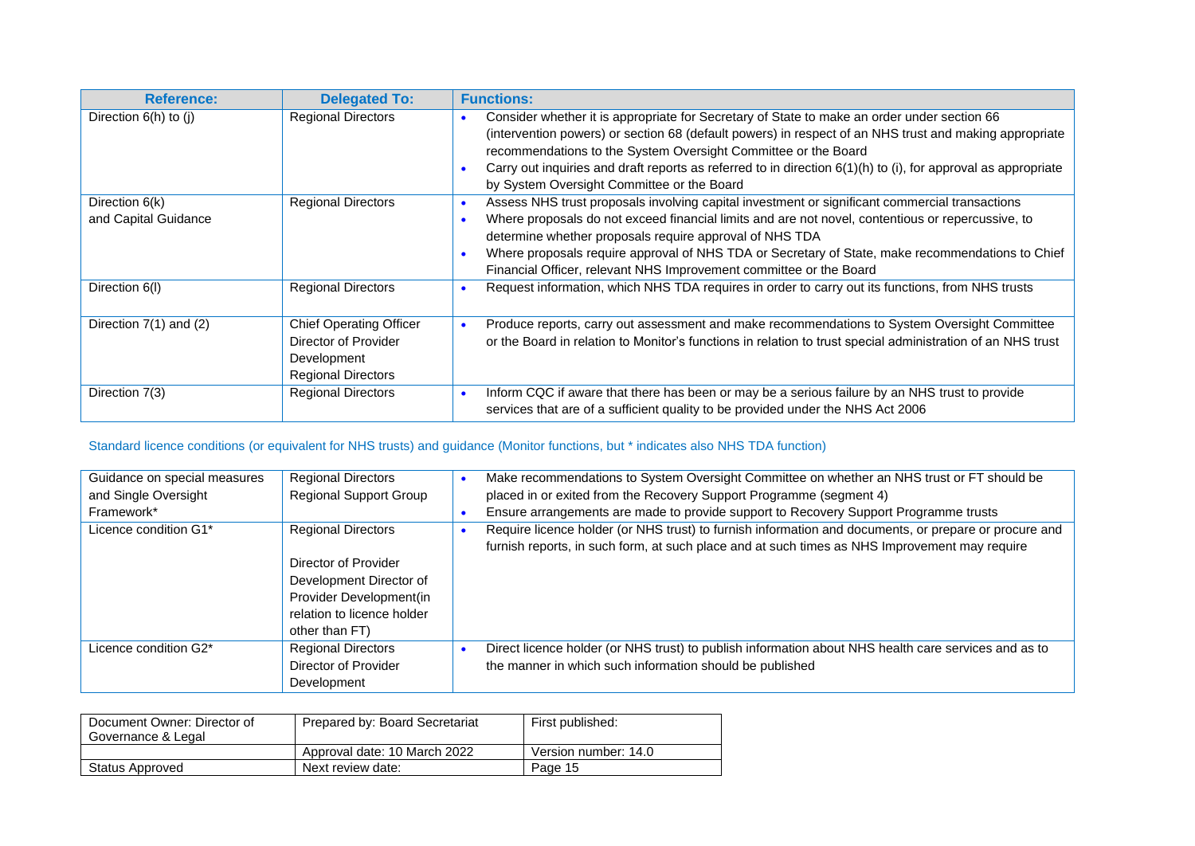| Reference: | Delegated To: | Functions: |
|---|---|---|
| Direction 6(h) to (j) | Regional Directors | • Consider whether it is appropriate for Secretary of State to make an order under section 66 (intervention powers) or section 68 (default powers) in respect of an NHS trust and making appropriate recommendations to the System Oversight Committee or the Board<br>• Carry out inquiries and draft reports as referred to in direction 6(1)(h) to (i), for approval as appropriate by System Oversight Committee or the Board |
| Direction 6(k) and Capital Guidance | Regional Directors | • Assess NHS trust proposals involving capital investment or significant commercial transactions<br>• Where proposals do not exceed financial limits and are not novel, contentious or repercussive, to determine whether proposals require approval of NHS TDA<br>• Where proposals require approval of NHS TDA or Secretary of State, make recommendations to Chief Financial Officer, relevant NHS Improvement committee or the Board |
| Direction 6(l) | Regional Directors | • Request information, which NHS TDA requires in order to carry out its functions, from NHS trusts |
| Direction 7(1) and (2) | Chief Operating Officer<br>Director of Provider Development<br>Regional Directors | • Produce reports, carry out assessment and make recommendations to System Oversight Committee or the Board in relation to Monitor's functions in relation to trust special administration of an NHS trust |
| Direction 7(3) | Regional Directors | • Inform CQC if aware that there has been or may be a serious failure by an NHS trust to provide services that are of a sufficient quality to be provided under the NHS Act 2006 |

Standard licence conditions (or equivalent for NHS trusts) and guidance (Monitor functions, but * indicates also NHS TDA function)

| | | |
|---|---|---|
| Guidance on special measures and Single Oversight Framework* | Regional Directors<br>Regional Support Group | • Make recommendations to System Oversight Committee on whether an NHS trust or FT should be placed in or exited from the Recovery Support Programme (segment 4)<br>• Ensure arrangements are made to provide support to Recovery Support Programme trusts |
| Licence condition G1* | Regional Directors<br><br>Director of Provider Development Director of Provider Development(in relation to licence holder other than FT) | • Require licence holder (or NHS trust) to furnish information and documents, or prepare or procure and furnish reports, in such form, at such place and at such times as NHS Improvement may require |
| Licence condition G2* | Regional Directors<br>Director of Provider Development | • Direct licence holder (or NHS trust) to publish information about NHS health care services and as to the manner in which such information should be published |

| Document Owner: Director of Governance & Legal | Prepared by: Board Secretariat | First published: |
|---|---|---|
| | Approval date: 10 March 2022 | Version number: 14.0 |
| Status Approved | Next review date: | Page 15 |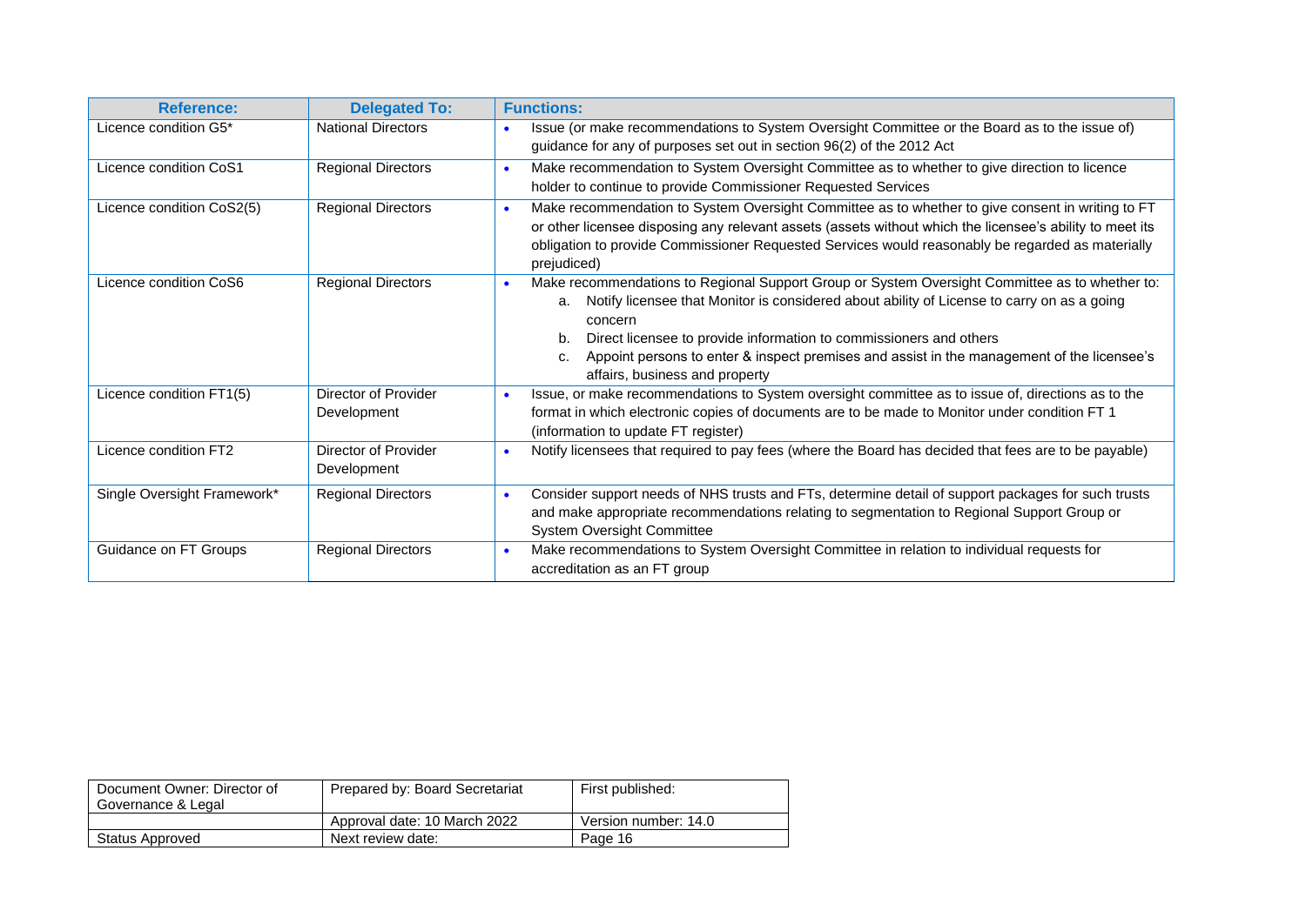| Reference: | Delegated To: | Functions: |
|---|---|---|
| Licence condition G5* | National Directors | • Issue (or make recommendations to System Oversight Committee or the Board as to the issue of) guidance for any of purposes set out in section 96(2) of the 2012 Act |
| Licence condition CoS1 | Regional Directors | • Make recommendation to System Oversight Committee as to whether to give direction to licence holder to continue to provide Commissioner Requested Services |
| Licence condition CoS2(5) | Regional Directors | • Make recommendation to System Oversight Committee as to whether to give consent in writing to FT or other licensee disposing any relevant assets (assets without which the licensee's ability to meet its obligation to provide Commissioner Requested Services would reasonably be regarded as materially prejudiced) |
| Licence condition CoS6 | Regional Directors | • Make recommendations to Regional Support Group or System Oversight Committee as to whether to:<br>a. Notify licensee that Monitor is considered about ability of License to carry on as a going concern<br>b. Direct licensee to provide information to commissioners and others<br>c. Appoint persons to enter & inspect premises and assist in the management of the licensee's affairs, business and property |
| Licence condition FT1(5) | Director of Provider Development | • Issue, or make recommendations to System oversight committee as to issue of, directions as to the format in which electronic copies of documents are to be made to Monitor under condition FT 1 (information to update FT register) |
| Licence condition FT2 | Director of Provider Development | • Notify licensees that required to pay fees (where the Board has decided that fees are to be payable) |
| Single Oversight Framework* | Regional Directors | • Consider support needs of NHS trusts and FTs, determine detail of support packages for such trusts and make appropriate recommendations relating to segmentation to Regional Support Group or System Oversight Committee |
| Guidance on FT Groups | Regional Directors | • Make recommendations to System Oversight Committee in relation to individual requests for accreditation as an FT group |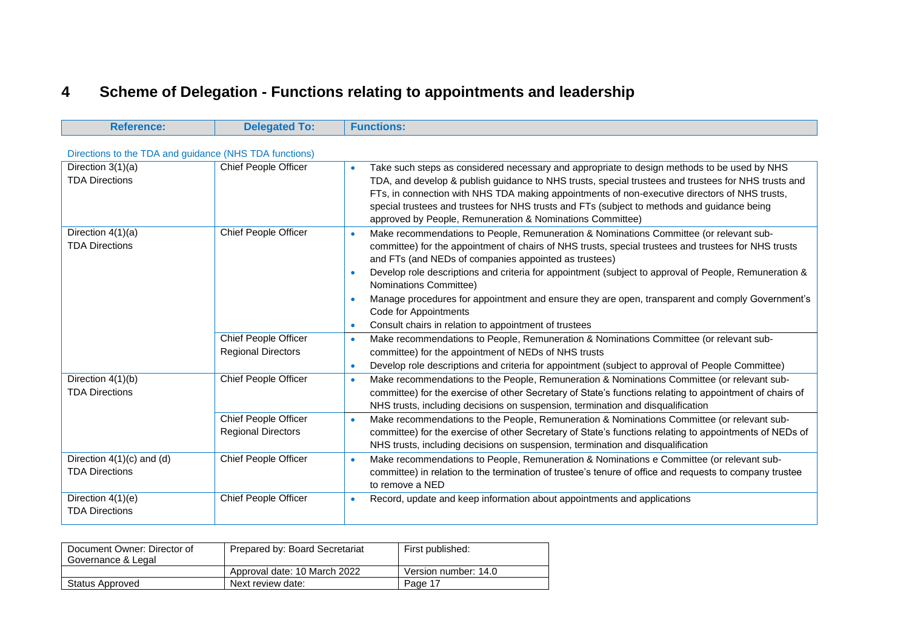# 4 Scheme of Delegation - Functions relating to appointments and leadership

| Reference: | Delegated To: | Functions: |
|---|---|---|
| **Directions to the TDA and guidance (NHS TDA functions)** | | |
| Direction 3(1)(a) TDA Directions | Chief People Officer | • Take such steps as considered necessary and appropriate to design methods to be used by NHS TDA, and develop & publish guidance to NHS trusts, special trustees and trustees for NHS trusts and FTs, in connection with NHS TDA making appointments of non-executive directors of NHS trusts, special trustees and trustees for NHS trusts and FTs (subject to methods and guidance being approved by People, Remuneration & Nominations Committee) |
| Direction 4(1)(a) TDA Directions | Chief People Officer | • Make recommendations to People, Remuneration & Nominations Committee (or relevant sub-committee) for the appointment of chairs of NHS trusts, special trustees and trustees for NHS trusts and FTs (and NEDs of companies appointed as trustees)<br>• Develop role descriptions and criteria for appointment (subject to approval of People, Remuneration & Nominations Committee)<br>• Manage procedures for appointment and ensure they are open, transparent and comply Government's Code for Appointments<br>• Consult chairs in relation to appointment of trustees |
| | Chief People Officer<br>Regional Directors | • Make recommendations to People, Remuneration & Nominations Committee (or relevant sub-committee) for the appointment of NEDs of NHS trusts<br>• Develop role descriptions and criteria for appointment (subject to approval of People Committee) |
| Direction 4(1)(b) TDA Directions | Chief People Officer | • Make recommendations to the People, Remuneration & Nominations Committee (or relevant sub-committee) for the exercise of other Secretary of State's functions relating to appointment of chairs of NHS trusts, including decisions on suspension, termination and disqualification |
| | Chief People Officer<br>Regional Directors | • Make recommendations to the People, Remuneration & Nominations Committee (or relevant sub-committee) for the exercise of other Secretary of State's functions relating to appointments of NEDs of NHS trusts, including decisions on suspension, termination and disqualification |
| Direction 4(1)(c) and (d) TDA Directions | Chief People Officer | • Make recommendations to People, Remuneration & Nominations e Committee (or relevant sub-committee) in relation to the termination of trustee's tenure of office and requests to company trustee to remove a NED |
| Direction 4(1)(e) TDA Directions | Chief People Officer | • Record, update and keep information about appointments and applications |

| Document Owner: Director of Governance & Legal | Prepared by: Board Secretariat | First published: |
|---|---|---|
| | Approval date: 10 March 2022 | Version number: 14.0 |
| Status Approved | Next review date: | Page 17 |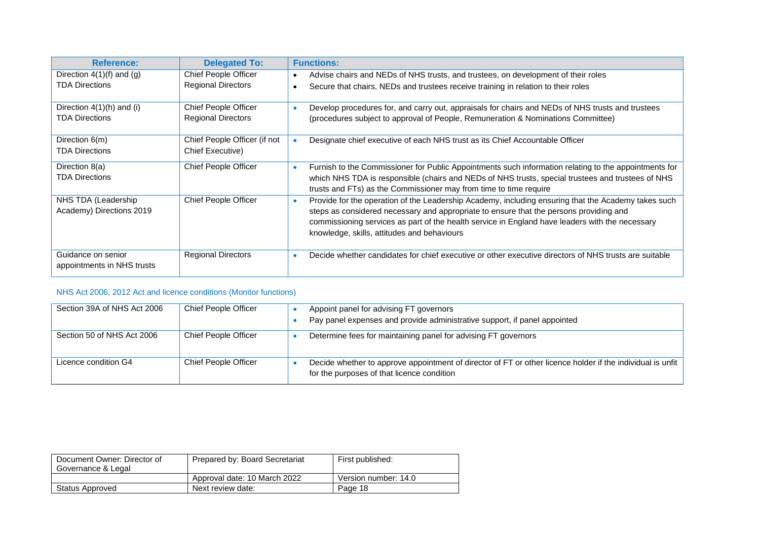| Reference: | Delegated To: | Functions: |
|---|---|---|
| Direction 4(1)(f) and (g) TDA Directions | Chief People Officer Regional Directors | • Advise chairs and NEDs of NHS trusts, and trustees, on development of their roles • Secure that chairs, NEDs and trustees receive training in relation to their roles |
| Direction 4(1)(h) and (i) TDA Directions | Chief People Officer Regional Directors | • Develop procedures for, and carry out, appraisals for chairs and NEDs of NHS trusts and trustees (procedures subject to approval of People, Remuneration & Nominations Committee) |
| Direction 6(m) TDA Directions | Chief People Officer (if not Chief Executive) | • Designate chief executive of each NHS trust as its Chief Accountable Officer |
| Direction 8(a) TDA Directions | Chief People Officer | • Furnish to the Commissioner for Public Appointments such information relating to the appointments for which NHS TDA is responsible (chairs and NEDs of NHS trusts, special trustees and trustees of NHS trusts and FTs) as the Commissioner may from time to time require |
| NHS TDA (Leadership Academy) Directions 2019 | Chief People Officer | • Provide for the operation of the Leadership Academy, including ensuring that the Academy takes such steps as considered necessary and appropriate to ensure that the persons providing and commissioning services as part of the health service in England have leaders with the necessary knowledge, skills, attitudes and behaviours |
| Guidance on senior appointments in NHS trusts | Regional Directors | • Decide whether candidates for chief executive or other executive directors of NHS trusts are suitable |

NHS Act 2006, 2012 Act and licence conditions (Monitor functions)

| Reference | Delegated To | Functions |
|---|---|---|
| Section 39A of NHS Act 2006 | Chief People Officer | • Appoint panel for advising FT governors • Pay panel expenses and provide administrative support, if panel appointed |
| Section 50 of NHS Act 2006 | Chief People Officer | • Determine fees for maintaining panel for advising FT governors |
| Licence condition G4 | Chief People Officer | • Decide whether to approve appointment of director of FT or other licence holder if the individual is unfit for the purposes of that licence condition |

| Document Owner: Director of Governance & Legal | Prepared by: Board Secretariat | First published: |
|---|---|---|
| | Approval date: 10 March 2022 | Version number: 14.0 |
| Status Approved | Next review date: | Page 18 |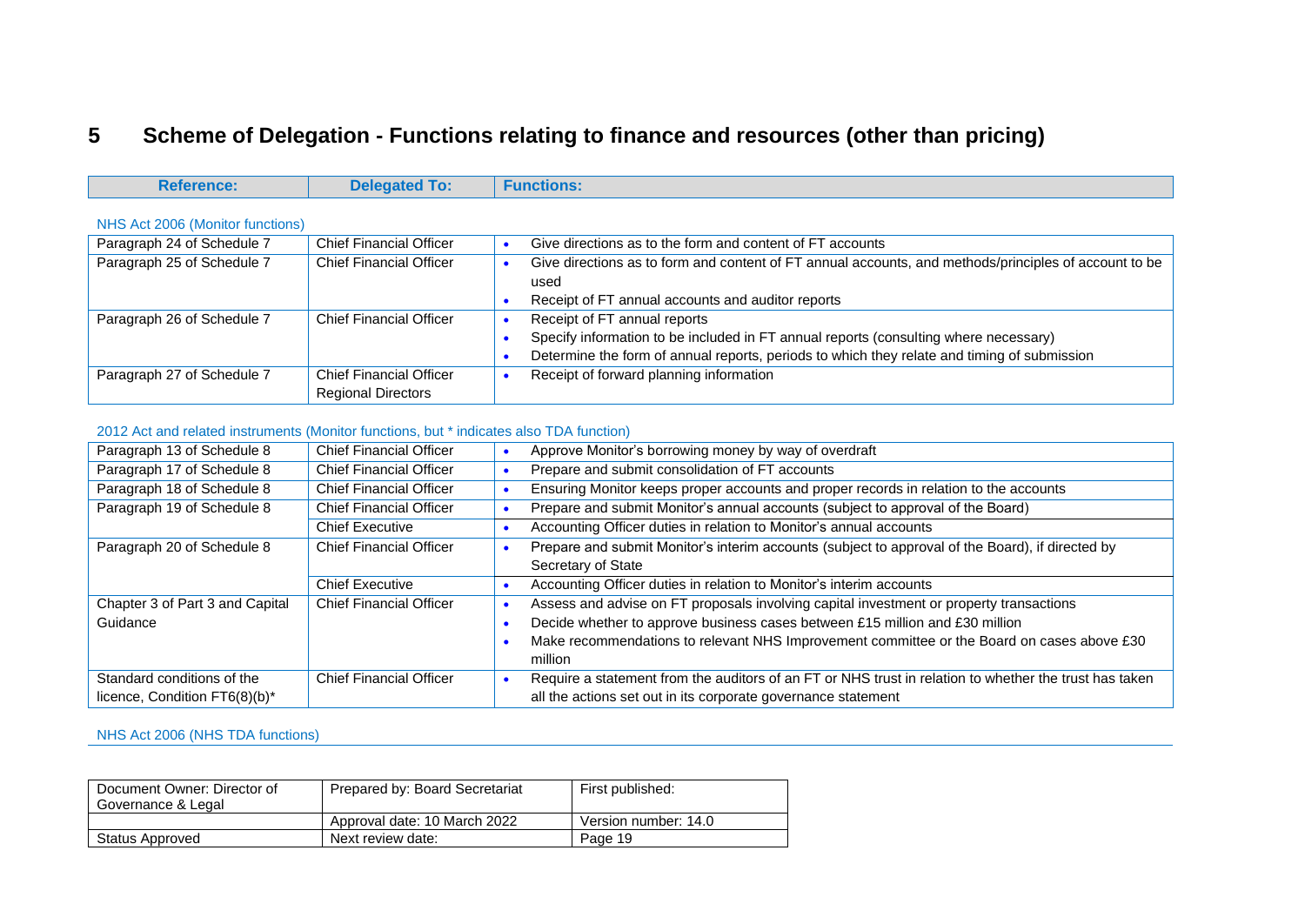# 5 Scheme of Delegation - Functions relating to finance and resources (other than pricing)

| Reference: | Delegated To: | Functions: |
|---|---|---|
| **NHS Act 2006 (Monitor functions)** | | |
| Paragraph 24 of Schedule 7 | Chief Financial Officer | • Give directions as to the form and content of FT accounts |
| Paragraph 25 of Schedule 7 | Chief Financial Officer | • Give directions as to form and content of FT annual accounts, and methods/principles of account to be used<br>• Receipt of FT annual accounts and auditor reports |
| Paragraph 26 of Schedule 7 | Chief Financial Officer | • Receipt of FT annual reports<br>• Specify information to be included in FT annual reports (consulting where necessary)<br>• Determine the form of annual reports, periods to which they relate and timing of submission |
| Paragraph 27 of Schedule 7 | Chief Financial Officer<br>Regional Directors | • Receipt of forward planning information |
| **2012 Act and related instruments (Monitor functions, but * indicates also TDA function)** | | |
| Paragraph 13 of Schedule 8 | Chief Financial Officer | • Approve Monitor's borrowing money by way of overdraft |
| Paragraph 17 of Schedule 8 | Chief Financial Officer | • Prepare and submit consolidation of FT accounts |
| Paragraph 18 of Schedule 8 | Chief Financial Officer | • Ensuring Monitor keeps proper accounts and proper records in relation to the accounts |
| Paragraph 19 of Schedule 8 | Chief Financial Officer | • Prepare and submit Monitor's annual accounts (subject to approval of the Board) |
| | Chief Executive | • Accounting Officer duties in relation to Monitor's annual accounts |
| Paragraph 20 of Schedule 8 | Chief Financial Officer | • Prepare and submit Monitor's interim accounts (subject to approval of the Board), if directed by Secretary of State |
| | Chief Executive | • Accounting Officer duties in relation to Monitor's interim accounts |
| Chapter 3 of Part 3 and Capital Guidance | Chief Financial Officer | • Assess and advise on FT proposals involving capital investment or property transactions<br>• Decide whether to approve business cases between £15 million and £30 million<br>• Make recommendations to relevant NHS Improvement committee or the Board on cases above £30 million |
| Standard conditions of the licence, Condition FT6(8)(b)* | Chief Financial Officer | • Require a statement from the auditors of an FT or NHS trust in relation to whether the trust has taken all the actions set out in its corporate governance statement |
| **NHS Act 2006 (NHS TDA functions)** | | |

| Document Owner: Director of Governance & Legal | Prepared by: Board Secretariat | First published: |
|---|---|---|
| | Approval date: 10 March 2022 | Version number: 14.0 |
| Status Approved | Next review date: | Page 19 |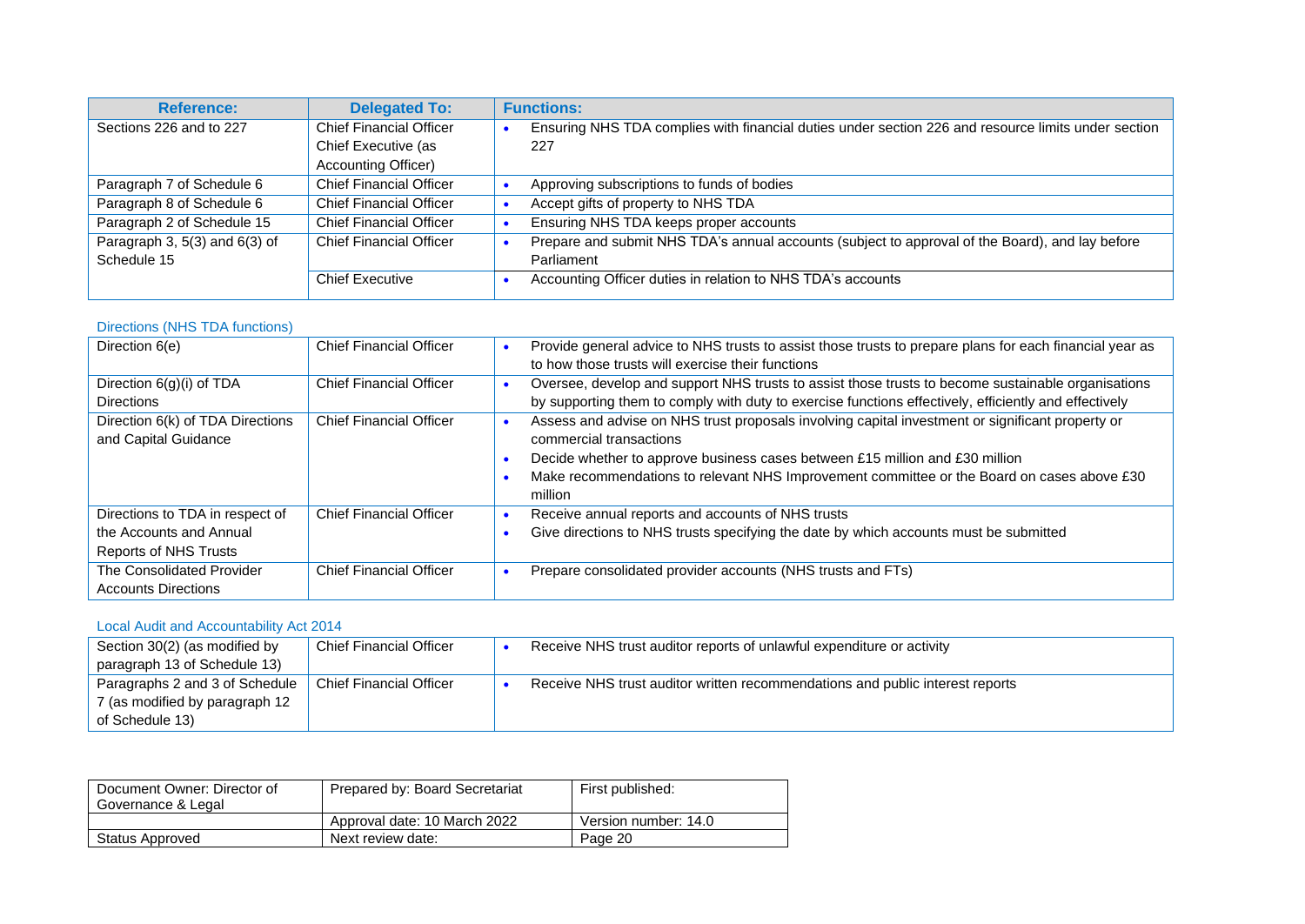| Reference: | Delegated To: | Functions: |
|---|---|---|
| Sections 226 and to 227 | Chief Financial Officer<br>Chief Executive (as Accounting Officer) | • Ensuring NHS TDA complies with financial duties under section 226 and resource limits under section 227 |
| Paragraph 7 of Schedule 6 | Chief Financial Officer | • Approving subscriptions to funds of bodies |
| Paragraph 8 of Schedule 6 | Chief Financial Officer | • Accept gifts of property to NHS TDA |
| Paragraph 2 of Schedule 15 | Chief Financial Officer | • Ensuring NHS TDA keeps proper accounts |
| Paragraph 3, 5(3) and 6(3) of Schedule 15 | Chief Financial Officer | • Prepare and submit NHS TDA's annual accounts (subject to approval of the Board), and lay before Parliament |
| | Chief Executive | • Accounting Officer duties in relation to NHS TDA's accounts |

Directions (NHS TDA functions)

| | | |
|---|---|---|
| Direction 6(e) | Chief Financial Officer | • Provide general advice to NHS trusts to assist those trusts to prepare plans for each financial year as to how those trusts will exercise their functions |
| Direction 6(g)(i) of TDA Directions | Chief Financial Officer | • Oversee, develop and support NHS trusts to assist those trusts to become sustainable organisations by supporting them to comply with duty to exercise functions effectively, efficiently and effectively |
| Direction 6(k) of TDA Directions and Capital Guidance | Chief Financial Officer | • Assess and advise on NHS trust proposals involving capital investment or significant property or commercial transactions<br>• Decide whether to approve business cases between £15 million and £30 million<br>• Make recommendations to relevant NHS Improvement committee or the Board on cases above £30 million |
| Directions to TDA in respect of the Accounts and Annual Reports of NHS Trusts | Chief Financial Officer | • Receive annual reports and accounts of NHS trusts<br>• Give directions to NHS trusts specifying the date by which accounts must be submitted |
| The Consolidated Provider Accounts Directions | Chief Financial Officer | • Prepare consolidated provider accounts (NHS trusts and FTs) |

Local Audit and Accountability Act 2014

| | | |
|---|---|---|
| Section 30(2) (as modified by paragraph 13 of Schedule 13) | Chief Financial Officer | • Receive NHS trust auditor reports of unlawful expenditure or activity |
| Paragraphs 2 and 3 of Schedule 7 (as modified by paragraph 12 of Schedule 13) | Chief Financial Officer | • Receive NHS trust auditor written recommendations and public interest reports |

| Document Owner: Director of Governance & Legal | Prepared by: Board Secretariat | First published: |
|---|---|---|
| | Approval date: 10 March 2022 | Version number: 14.0 |
| Status Approved | Next review date: | |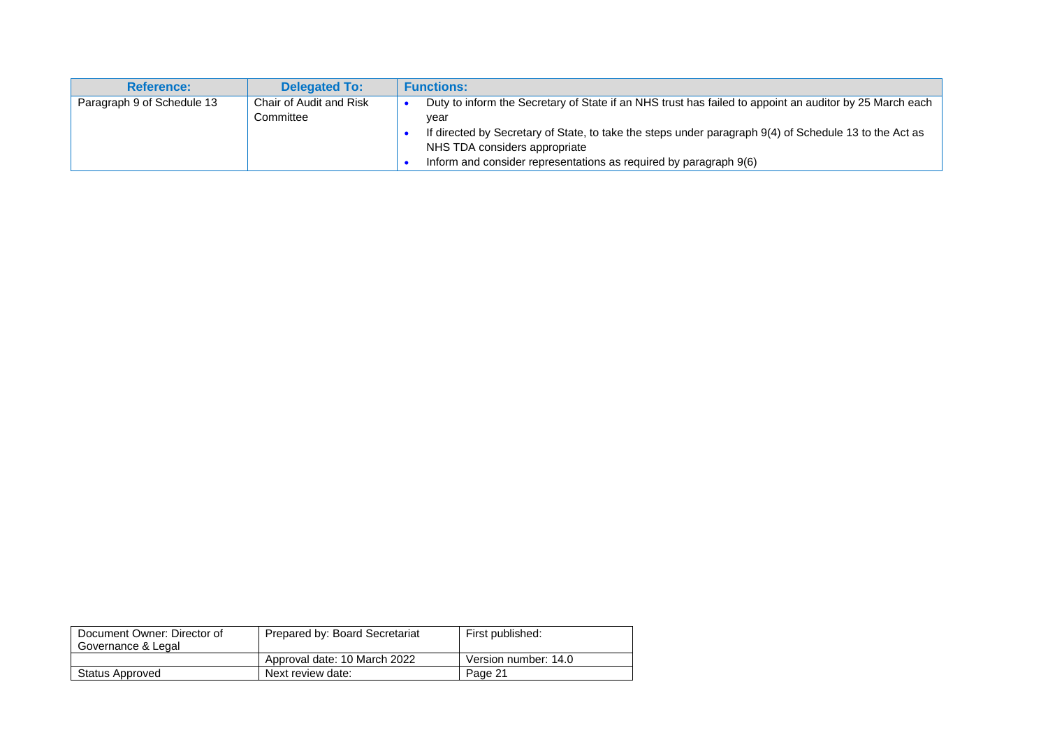| Reference: | Delegated To: | Functions: |
|---|---|---|
| Paragraph 9 of Schedule 13 | Chair of Audit and Risk Committee | • Duty to inform the Secretary of State if an NHS trust has failed to appoint an auditor by 25 March each year<br>• If directed by Secretary of State, to take the steps under paragraph 9(4) of Schedule 13 to the Act as NHS TDA considers appropriate<br>• Inform and consider representations as required by paragraph 9(6) |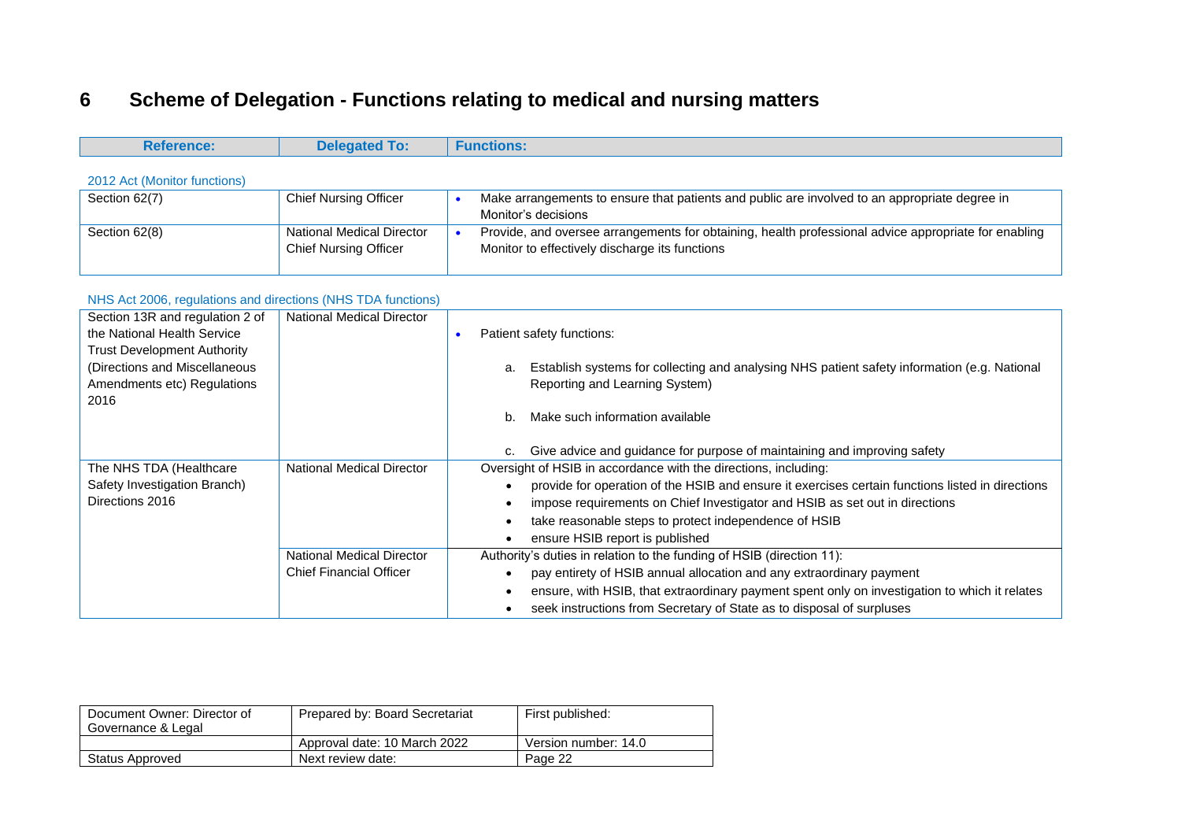# 6 Scheme of Delegation - Functions relating to medical and nursing matters

| Reference: | Delegated To: | Functions: |
|---|---|---|
| **2012 Act (Monitor functions)** | | |
| Section 62(7) | Chief Nursing Officer | • Make arrangements to ensure that patients and public are involved to an appropriate degree in Monitor's decisions |
| Section 62(8) | National Medical Director<br>Chief Nursing Officer | • Provide, and oversee arrangements for obtaining, health professional advice appropriate for enabling Monitor to effectively discharge its functions |
| **NHS Act 2006, regulations and directions (NHS TDA functions)** | | |
| Section 13R and regulation 2 of the National Health Service Trust Development Authority (Directions and Miscellaneous Amendments etc) Regulations 2016 | National Medical Director | • Patient safety functions:<br>a. Establish systems for collecting and analysing NHS patient safety information (e.g. National Reporting and Learning System)<br>b. Make such information available<br>c. Give advice and guidance for purpose of maintaining and improving safety |
| The NHS TDA (Healthcare Safety Investigation Branch) Directions 2016 | National Medical Director | Oversight of HSIB in accordance with the directions, including:<br>• provide for operation of the HSIB and ensure it exercises certain functions listed in directions<br>• impose requirements on Chief Investigator and HSIB as set out in directions<br>• take reasonable steps to protect independence of HSIB<br>• ensure HSIB report is published |
| | National Medical Director<br>Chief Financial Officer | Authority's duties in relation to the funding of HSIB (direction 11):<br>• pay entirety of HSIB annual allocation and any extraordinary payment<br>• ensure, with HSIB, that extraordinary payment spent only on investigation to which it relates<br>• seek instructions from Secretary of State as to disposal of surpluses |

| Document Owner: Director of Governance & Legal | Prepared by: Board Secretariat | First published: |
|---|---|---|
| | Approval date: 10 March 2022 | Version number: 14.0 |
| Status Approved | Next review date: | Page 22 |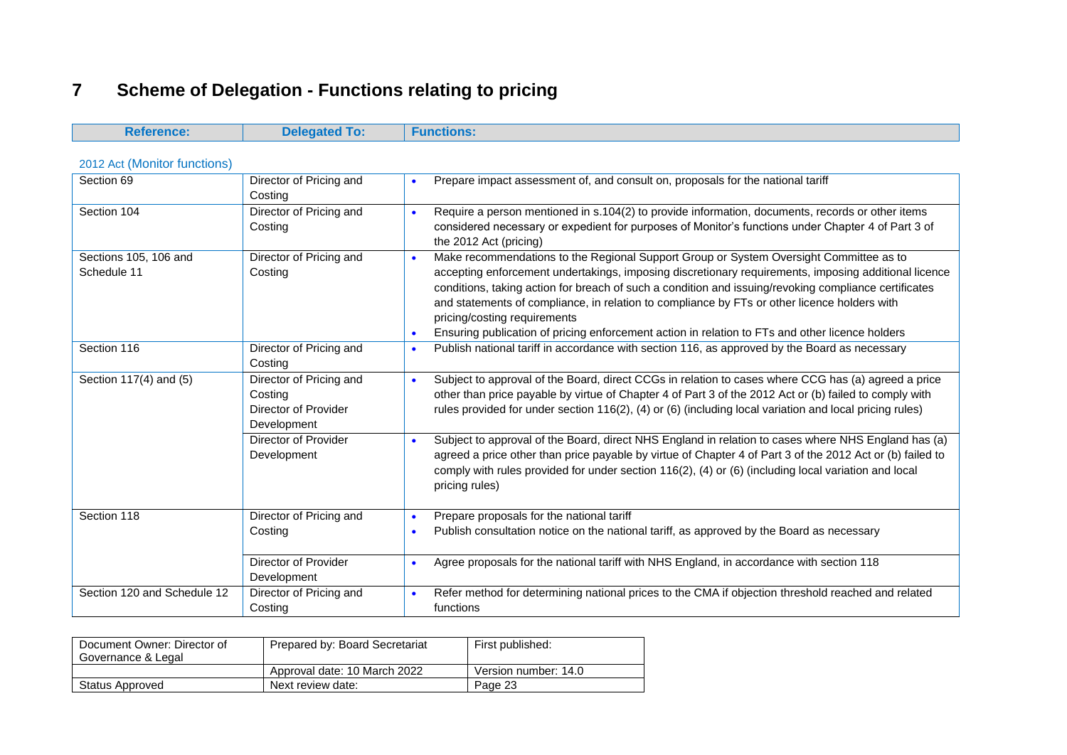# 7 Scheme of Delegation - Functions relating to pricing

| Reference: | Delegated To: | Functions: |
|---|---|---|
| **2012 Act (Monitor functions)** | | |
| Section 69 | Director of Pricing and Costing | • Prepare impact assessment of, and consult on, proposals for the national tariff |
| Section 104 | Director of Pricing and Costing | • Require a person mentioned in s.104(2) to provide information, documents, records or other items considered necessary or expedient for purposes of Monitor's functions under Chapter 4 of Part 3 of the 2012 Act (pricing) |
| Sections 105, 106 and Schedule 11 | Director of Pricing and Costing | • Make recommendations to the Regional Support Group or System Oversight Committee as to accepting enforcement undertakings, imposing discretionary requirements, imposing additional licence conditions, taking action for breach of such a condition and issuing/revoking compliance certificates and statements of compliance, in relation to compliance by FTs or other licence holders with pricing/costing requirements<br>• Ensuring publication of pricing enforcement action in relation to FTs and other licence holders |
| Section 116 | Director of Pricing and Costing | • Publish national tariff in accordance with section 116, as approved by the Board as necessary |
| Section 117(4) and (5) | Director of Pricing and Costing<br>Director of Provider Development | • Subject to approval of the Board, direct CCGs in relation to cases where CCG has (a) agreed a price other than price payable by virtue of Chapter 4 of Part 3 of the 2012 Act or (b) failed to comply with rules provided for under section 116(2), (4) or (6) (including local variation and local pricing rules) |
| | Director of Provider Development | • Subject to approval of the Board, direct NHS England in relation to cases where NHS England has (a) agreed a price other than price payable by virtue of Chapter 4 of Part 3 of the 2012 Act or (b) failed to comply with rules provided for under section 116(2), (4) or (6) (including local variation and local pricing rules) |
| Section 118 | Director of Pricing and Costing | • Prepare proposals for the national tariff<br>• Publish consultation notice on the national tariff, as approved by the Board as necessary |
| | Director of Provider Development | • Agree proposals for the national tariff with NHS England, in accordance with section 118 |
| Section 120 and Schedule 12 | Director of Pricing and Costing | • Refer method for determining national prices to the CMA if objection threshold reached and related functions |

| Document Owner: Director of Governance & Legal | Prepared by: Board Secretariat | First published: |
|---|---|---|
| | Approval date: 10 March 2022 | Version number: 14.0 |
| Status Approved | Next review date: | Page 23 |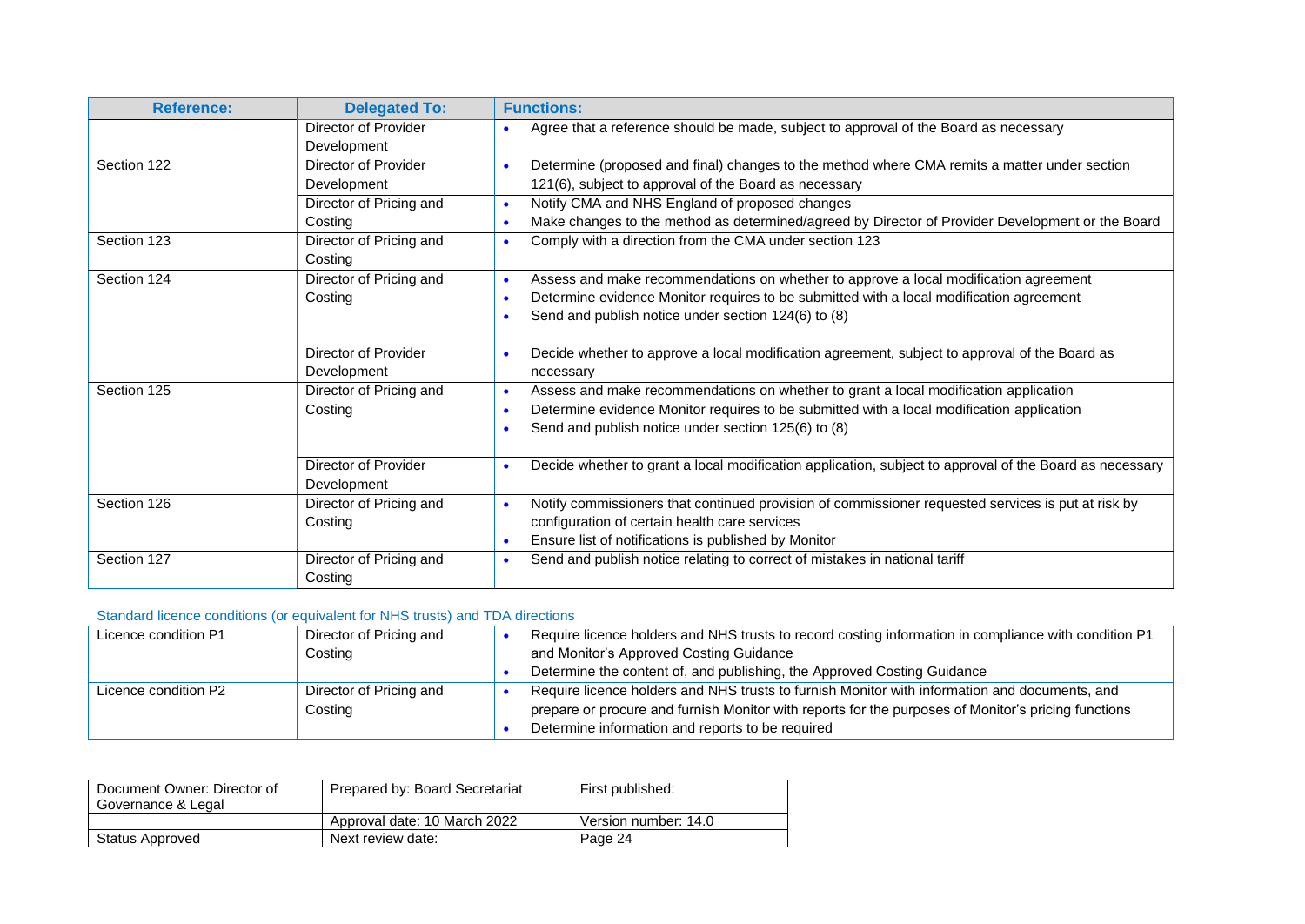| Reference: | Delegated To: | Functions: |
|---|---|---|
| | Director of Provider Development | • Agree that a reference should be made, subject to approval of the Board as necessary |
| Section 122 | Director of Provider Development | • Determine (proposed and final) changes to the method where CMA remits a matter under section 121(6), subject to approval of the Board as necessary |
| | Director of Pricing and Costing | • Notify CMA and NHS England of proposed changes<br>• Make changes to the method as determined/agreed by Director of Provider Development or the Board |
| Section 123 | Director of Pricing and Costing | • Comply with a direction from the CMA under section 123 |
| Section 124 | Director of Pricing and Costing | • Assess and make recommendations on whether to approve a local modification agreement<br>• Determine evidence Monitor requires to be submitted with a local modification agreement<br>• Send and publish notice under section 124(6) to (8) |
| | Director of Provider Development | • Decide whether to approve a local modification agreement, subject to approval of the Board as necessary |
| Section 125 | Director of Pricing and Costing | • Assess and make recommendations on whether to grant a local modification application<br>• Determine evidence Monitor requires to be submitted with a local modification application<br>• Send and publish notice under section 125(6) to (8) |
| | Director of Provider Development | • Decide whether to grant a local modification application, subject to approval of the Board as necessary |
| Section 126 | Director of Pricing and Costing | • Notify commissioners that continued provision of commissioner requested services is put at risk by configuration of certain health care services<br>• Ensure list of notifications is published by Monitor |
| Section 127 | Director of Pricing and Costing | • Send and publish notice relating to correct of mistakes in national tariff |

Standard licence conditions (or equivalent for NHS trusts) and TDA directions

| | | |
|---|---|---|
| Licence condition P1 | Director of Pricing and Costing | • Require licence holders and NHS trusts to record costing information in compliance with condition P1 and Monitor's Approved Costing Guidance<br>• Determine the content of, and publishing, the Approved Costing Guidance |
| Licence condition P2 | Director of Pricing and Costing | • Require licence holders and NHS trusts to furnish Monitor with information and documents, and prepare or procure and furnish Monitor with reports for the purposes of Monitor's pricing functions<br>• Determine information and reports to be required |

| | | |
|---|---|---|
| Document Owner: Director of Governance & Legal | Prepared by: Board Secretariat | First published: |
| | Approval date: 10 March 2022 | Version number: 14.0 |
| Status Approved | Next review date: | Page 24 |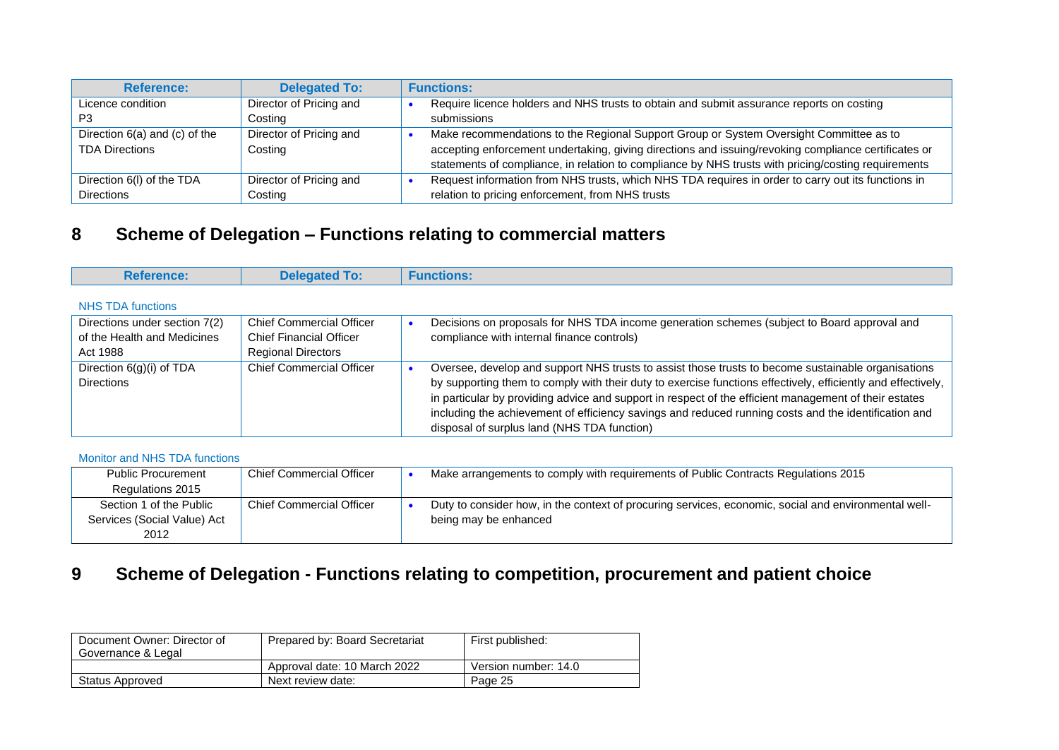| Reference: | Delegated To: | Functions: |
|---|---|---|
| Licence condition P3 | Director of Pricing and Costing | • Require licence holders and NHS trusts to obtain and submit assurance reports on costing submissions |
| Direction 6(a) and (c) of the TDA Directions | Director of Pricing and Costing | • Make recommendations to the Regional Support Group or System Oversight Committee as to accepting enforcement undertaking, giving directions and issuing/revoking compliance certificates or statements of compliance, in relation to compliance by NHS trusts with pricing/costing requirements |
| Direction 6(l) of the TDA Directions | Director of Pricing and Costing | • Request information from NHS trusts, which NHS TDA requires in order to carry out its functions in relation to pricing enforcement, from NHS trusts |

## 8 Scheme of Delegation – Functions relating to commercial matters

| Reference: | Delegated To: | Functions: |
|---|---|---|
| **NHS TDA functions** | | |
| Directions under section 7(2) of the Health and Medicines Act 1988 | Chief Commercial Officer<br>Chief Financial Officer<br>Regional Directors | • Decisions on proposals for NHS TDA income generation schemes (subject to Board approval and compliance with internal finance controls) |
| Direction 6(g)(i) of TDA Directions | Chief Commercial Officer | • Oversee, develop and support NHS trusts to assist those trusts to become sustainable organisations by supporting them to comply with their duty to exercise functions effectively, efficiently and effectively, in particular by providing advice and support in respect of the efficient management of their estates including the achievement of efficiency savings and reduced running costs and the identification and disposal of surplus land (NHS TDA function) |
| **Monitor and NHS TDA functions** | | |
| Public Procurement Regulations 2015 | Chief Commercial Officer | • Make arrangements to comply with requirements of Public Contracts Regulations 2015 |
| Section 1 of the Public Services (Social Value) Act 2012 | Chief Commercial Officer | • Duty to consider how, in the context of procuring services, economic, social and environmental well-being may be enhanced |

## 9 Scheme of Delegation - Functions relating to competition, procurement and patient choice

| Document Owner: Director of Governance & Legal | Prepared by: Board Secretariat | First published: |
|---|---|---|
| | Approval date: 10 March 2022 | Version number: 14.0 |
| Status Approved | Next review date: | Page 25 |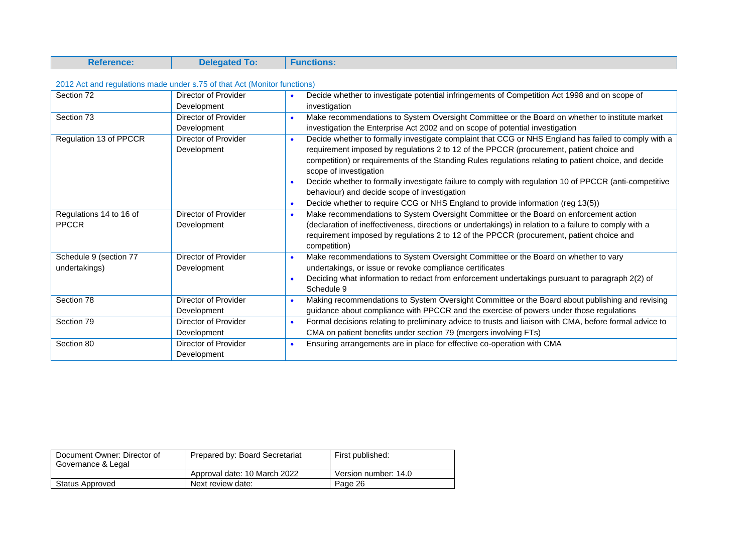| Reference: | Delegated To: | Functions: |
|---|---|---|
| **2012 Act and regulations made under s.75 of that Act (Monitor functions)** | | |
| Section 72 | Director of Provider Development | • Decide whether to investigate potential infringements of Competition Act 1998 and on scope of investigation |
| Section 73 | Director of Provider Development | • Make recommendations to System Oversight Committee or the Board on whether to institute market investigation the Enterprise Act 2002 and on scope of potential investigation |
| Regulation 13 of PPCCR | Director of Provider Development | • Decide whether to formally investigate complaint that CCG or NHS England has failed to comply with a requirement imposed by regulations 2 to 12 of the PPCCR (procurement, patient choice and competition) or requirements of the Standing Rules regulations relating to patient choice, and decide scope of investigation<br>• Decide whether to formally investigate failure to comply with regulation 10 of PPCCR (anti-competitive behaviour) and decide scope of investigation<br>• Decide whether to require CCG or NHS England to provide information (reg 13(5)) |
| Regulations 14 to 16 of PPCCR | Director of Provider Development | • Make recommendations to System Oversight Committee or the Board on enforcement action (declaration of ineffectiveness, directions or undertakings) in relation to a failure to comply with a requirement imposed by regulations 2 to 12 of the PPCCR (procurement, patient choice and competition) |
| Schedule 9 (section 77 undertakings) | Director of Provider Development | • Make recommendations to System Oversight Committee or the Board on whether to vary undertakings, or issue or revoke compliance certificates<br>• Deciding what information to redact from enforcement undertakings pursuant to paragraph 2(2) of Schedule 9 |
| Section 78 | Director of Provider Development | • Making recommendations to System Oversight Committee or the Board about publishing and revising guidance about compliance with PPCCR and the exercise of powers under those regulations |
| Section 79 | Director of Provider Development | • Formal decisions relating to preliminary advice to trusts and liaison with CMA, before formal advice to CMA on patient benefits under section 79 (mergers involving FTs) |
| Section 80 | Director of Provider Development | • Ensuring arrangements are in place for effective co-operation with CMA |

| Document Owner: Director of Governance & Legal | Prepared by: Board Secretariat | First published: |
|---|---|---|
| | Approval date: 10 March 2022 | Version number: 14.0 |
| Status Approved | Next review date: | Page 26 |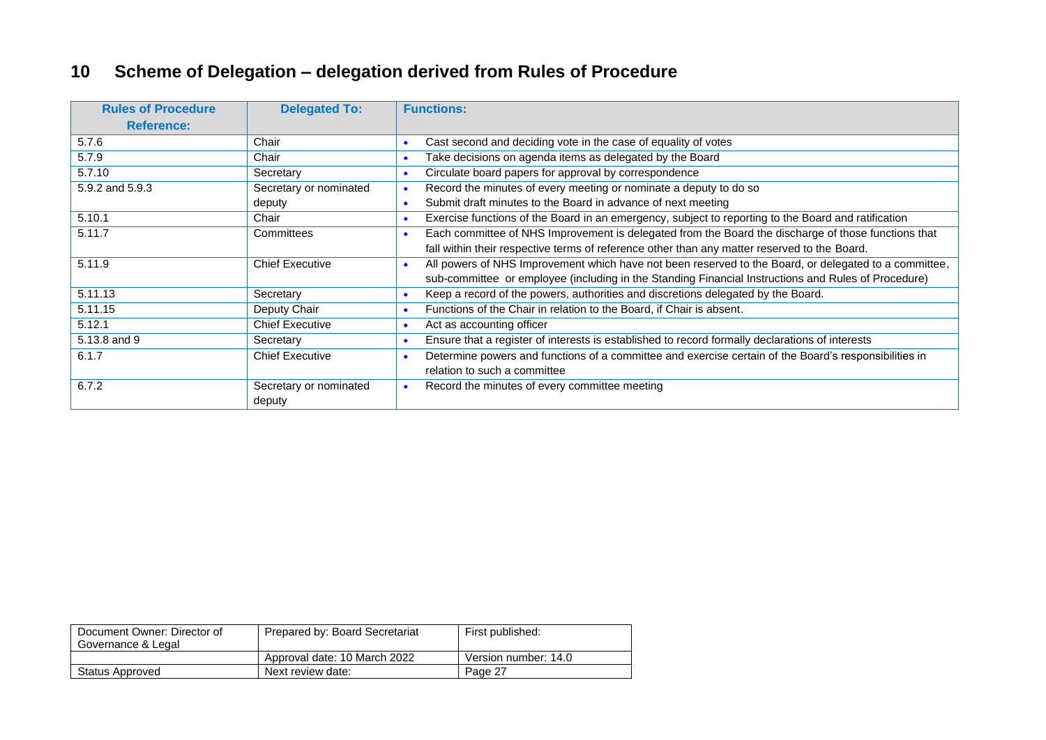# 10 Scheme of Delegation – delegation derived from Rules of Procedure

| Rules of Procedure Reference: | Delegated To: | Functions: |
|---|---|---|
| 5.7.6 | Chair | • Cast second and deciding vote in the case of equality of votes |
| 5.7.9 | Chair | • Take decisions on agenda items as delegated by the Board |
| 5.7.10 | Secretary | • Circulate board papers for approval by correspondence |
| 5.9.2 and 5.9.3 | Secretary or nominated deputy | • Record the minutes of every meeting or nominate a deputy to do so<br>• Submit draft minutes to the Board in advance of next meeting |
| 5.10.1 | Chair | • Exercise functions of the Board in an emergency, subject to reporting to the Board and ratification |
| 5.11.7 | Committees | • Each committee of NHS Improvement is delegated from the Board the discharge of those functions that fall within their respective terms of reference other than any matter reserved to the Board. |
| 5.11.9 | Chief Executive | • All powers of NHS Improvement which have not been reserved to the Board, or delegated to a committee, sub-committee or employee (including in the Standing Financial Instructions and Rules of Procedure) |
| 5.11.13 | Secretary | • Keep a record of the powers, authorities and discretions delegated by the Board. |
| 5.11.15 | Deputy Chair | • Functions of the Chair in relation to the Board, if Chair is absent. |
| 5.12.1 | Chief Executive | • Act as accounting officer |
| 5.13.8 and 9 | Secretary | • Ensure that a register of interests is established to record formally declarations of interests |
| 6.1.7 | Chief Executive | • Determine powers and functions of a committee and exercise certain of the Board's responsibilities in relation to such a committee |
| 6.7.2 | Secretary or nominated deputy | • Record the minutes of every committee meeting |